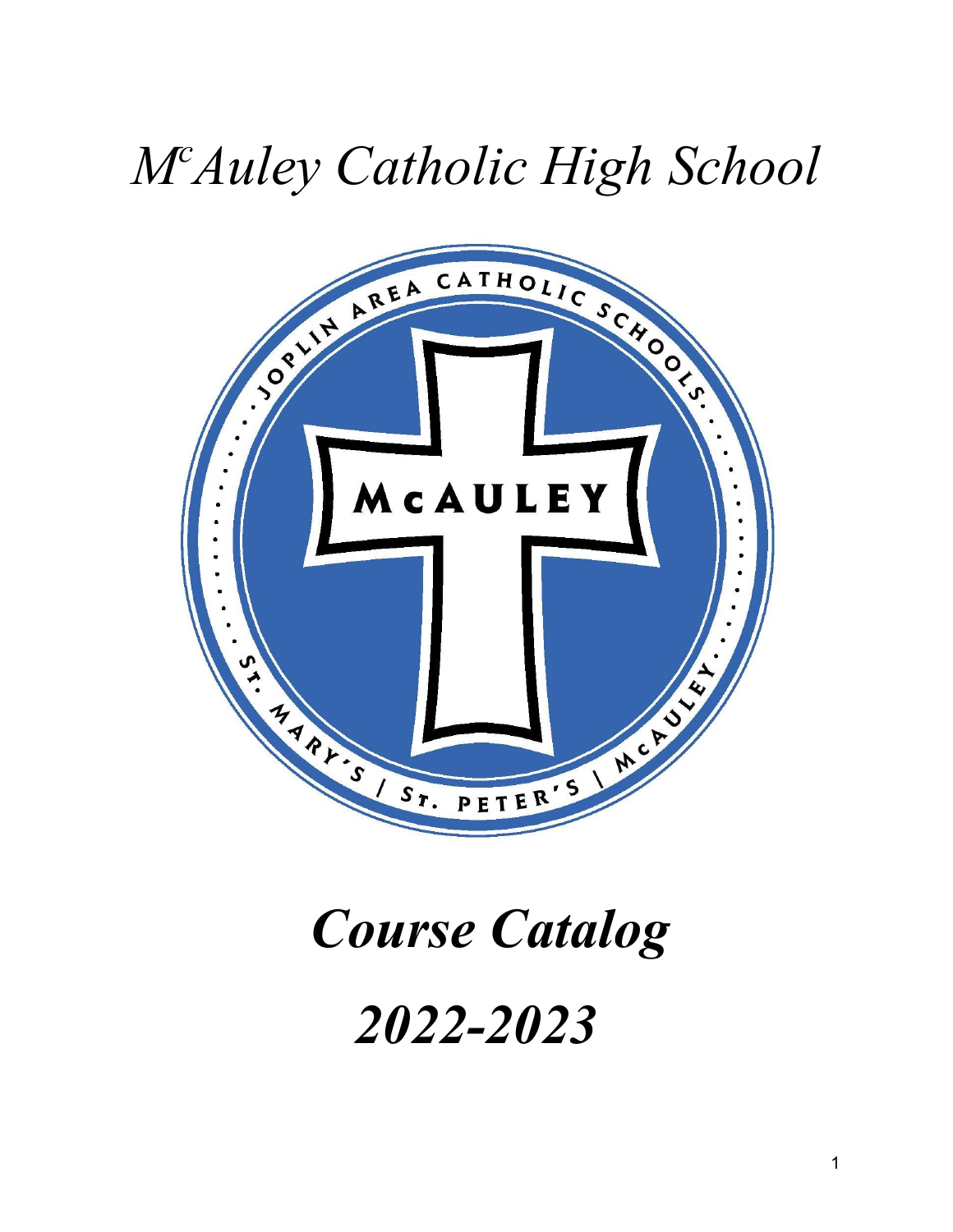# *M^c Auley Catholic High School*

# *Course Catalog*

# *2022-2023*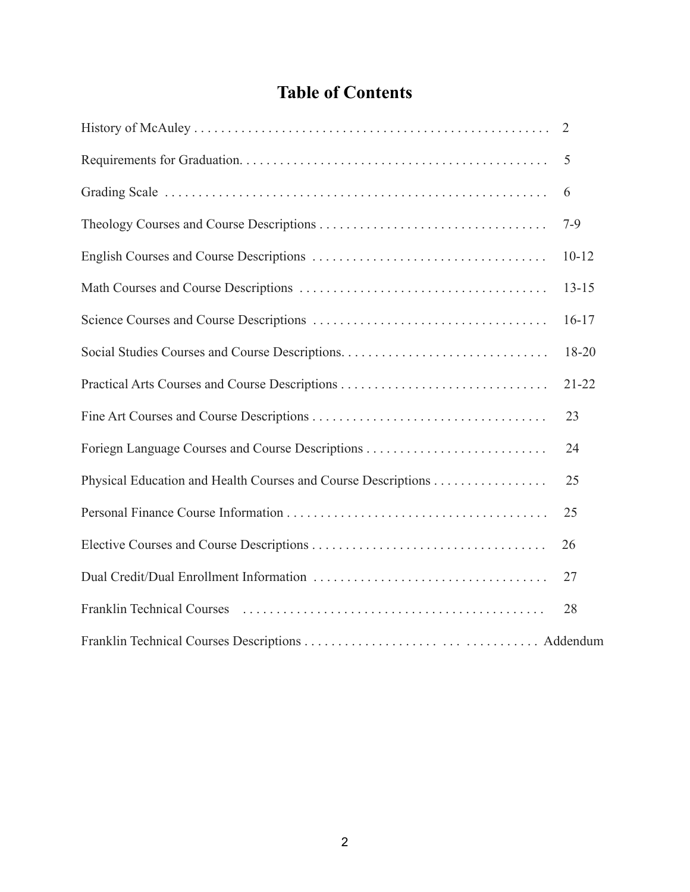# Table of Contents

| | |
|---|---|
| History of McAuley | 2 |
| Requirements for Graduation | 5 |
| Grading Scale | 6 |
| Theology Courses and Course Descriptions | 7-9 |
| English Courses and Course Descriptions | 10-12 |
| Math Courses and Course Descriptions | 13-15 |
| Science Courses and Course Descriptions | 16-17 |
| Social Studies Courses and Course Descriptions | 18-20 |
| Practical Arts Courses and Course Descriptions | 21-22 |
| Fine Art Courses and Course Descriptions | 23 |
| Foriegn Language Courses and Course Descriptions | 24 |
| Physical Education and Health Courses and Course Descriptions | 25 |
| Personal Finance Course Information | 25 |
| Elective Courses and Course Descriptions | 26 |
| Dual Credit/Dual Enrollment Information | 27 |
| Franklin Technical Courses | 28 |
| Franklin Technical Courses Descriptions | Addendum |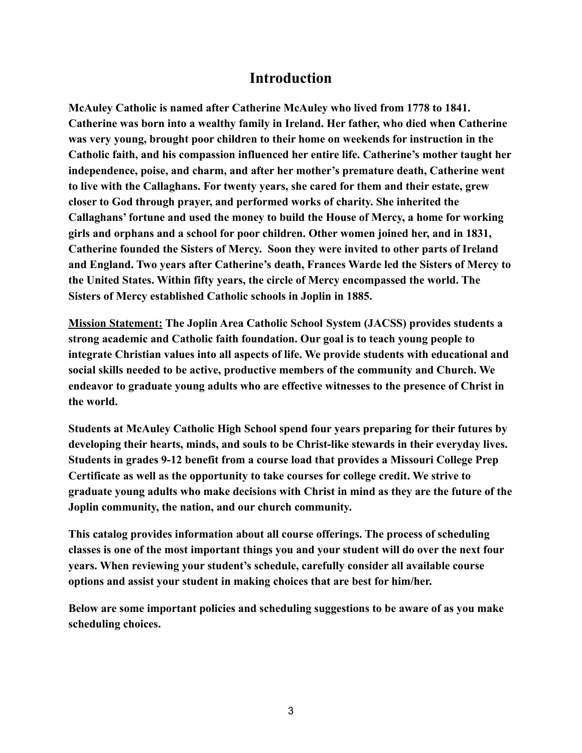## Introduction

**McAuley Catholic is named after Catherine McAuley who lived from 1778 to 1841. Catherine was born into a wealthy family in Ireland. Her father, who died when Catherine was very young, brought poor children to their home on weekends for instruction in the Catholic faith, and his compassion influenced her entire life. Catherine's mother taught her independence, poise, and charm, and after her mother's premature death, Catherine went to live with the Callaghans. For twenty years, she cared for them and their estate, grew closer to God through prayer, and performed works of charity. She inherited the Callaghans' fortune and used the money to build the House of Mercy, a home for working girls and orphans and a school for poor children. Other women joined her, and in 1831, Catherine founded the Sisters of Mercy. Soon they were invited to other parts of Ireland and England. Two years after Catherine's death, Frances Warde led the Sisters of Mercy to the United States. Within fifty years, the circle of Mercy encompassed the world. The Sisters of Mercy established Catholic schools in Joplin in 1885.**

**<u>Mission Statement:</u> The Joplin Area Catholic School System (JACSS) provides students a strong academic and Catholic faith foundation. Our goal is to teach young people to integrate Christian values into all aspects of life. We provide students with educational and social skills needed to be active, productive members of the community and Church. We endeavor to graduate young adults who are effective witnesses to the presence of Christ in the world.**

**Students at McAuley Catholic High School spend four years preparing for their futures by developing their hearts, minds, and souls to be Christ-like stewards in their everyday lives. Students in grades 9-12 benefit from a course load that provides a Missouri College Prep Certificate as well as the opportunity to take courses for college credit. We strive to graduate young adults who make decisions with Christ in mind as they are the future of the Joplin community, the nation, and our church community.**

**This catalog provides information about all course offerings. The process of scheduling classes is one of the most important things you and your student will do over the next four years. When reviewing your student's schedule, carefully consider all available course options and assist your student in making choices that are best for him/her.**

**Below are some important policies and scheduling suggestions to be aware of as you make scheduling choices.**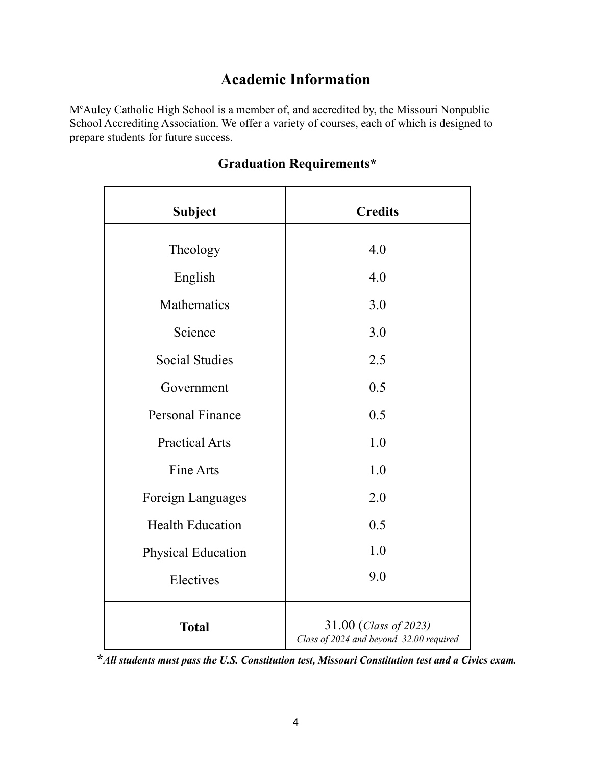# Academic Information

M[c]Auley Catholic High School is a member of, and accredited by, the Missouri Nonpublic School Accrediting Association. We offer a variety of courses, each of which is designed to prepare students for future success.

## Graduation Requirements*

| Subject | Credits |
|---|---|
| Theology | 4.0 |
| English | 4.0 |
| Mathematics | 3.0 |
| Science | 3.0 |
| Social Studies | 2.5 |
| Government | 0.5 |
| Personal Finance | 0.5 |
| Practical Arts | 1.0 |
| Fine Arts | 1.0 |
| Foreign Languages | 2.0 |
| Health Education | 0.5 |
| Physical Education | 1.0 |
| Electives | 9.0 |
| **Total** | 31.00 (*Class of 2023*) *Class of 2024 and beyond 32.00 required* |

***All students must pass the U.S. Constitution test, Missouri Constitution test and a Civics exam.***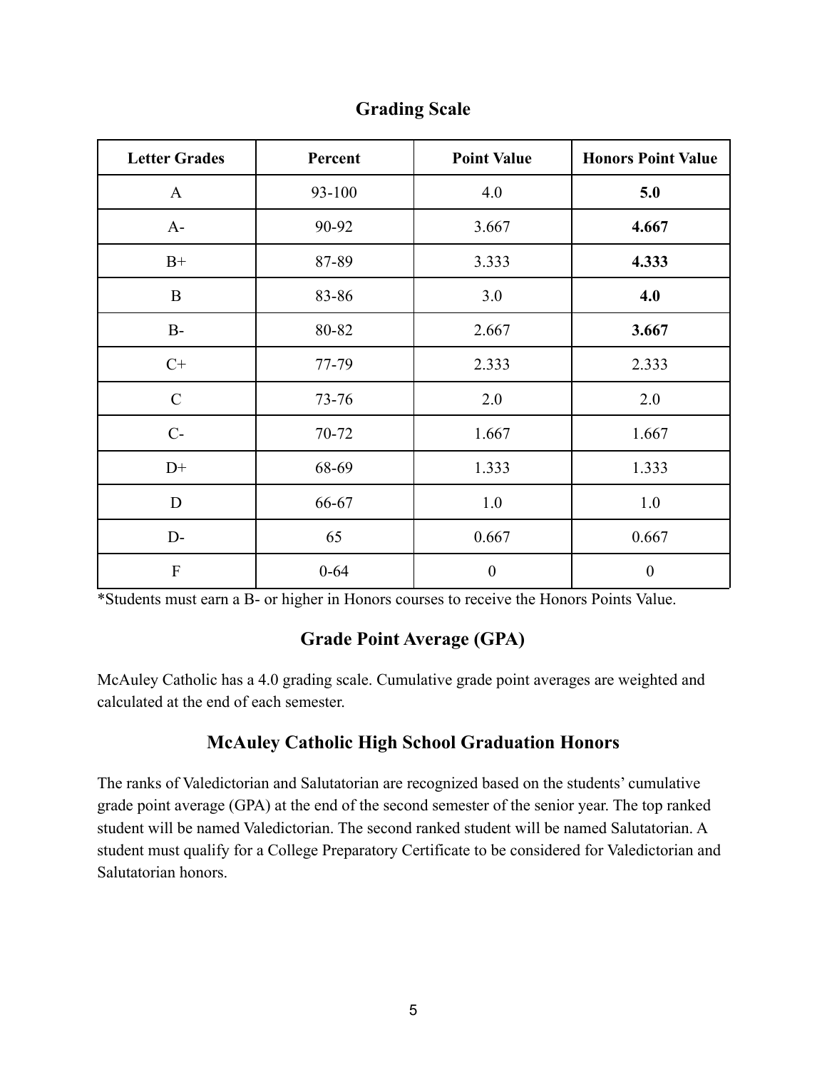## Grading Scale

| Letter Grades | Percent | Point Value | Honors Point Value |
|---|---|---|---|
| A | 93-100 | 4.0 | **5.0** |
| A- | 90-92 | 3.667 | **4.667** |
| B+ | 87-89 | 3.333 | **4.333** |
| B | 83-86 | 3.0 | **4.0** |
| B- | 80-82 | 2.667 | **3.667** |
| C+ | 77-79 | 2.333 | 2.333 |
| C | 73-76 | 2.0 | 2.0 |
| C- | 70-72 | 1.667 | 1.667 |
| D+ | 68-69 | 1.333 | 1.333 |
| D | 66-67 | 1.0 | 1.0 |
| D- | 65 | 0.667 | 0.667 |
| F | 0-64 | 0 | 0 |

*Students must earn a B- or higher in Honors courses to receive the Honors Points Value.

## Grade Point Average (GPA)

McAuley Catholic has a 4.0 grading scale. Cumulative grade point averages are weighted and calculated at the end of each semester.

## McAuley Catholic High School Graduation Honors

The ranks of Valedictorian and Salutatorian are recognized based on the students' cumulative grade point average (GPA) at the end of the second semester of the senior year. The top ranked student will be named Valedictorian. The second ranked student will be named Salutatorian. A student must qualify for a College Preparatory Certificate to be considered for Valedictorian and Salutatorian honors.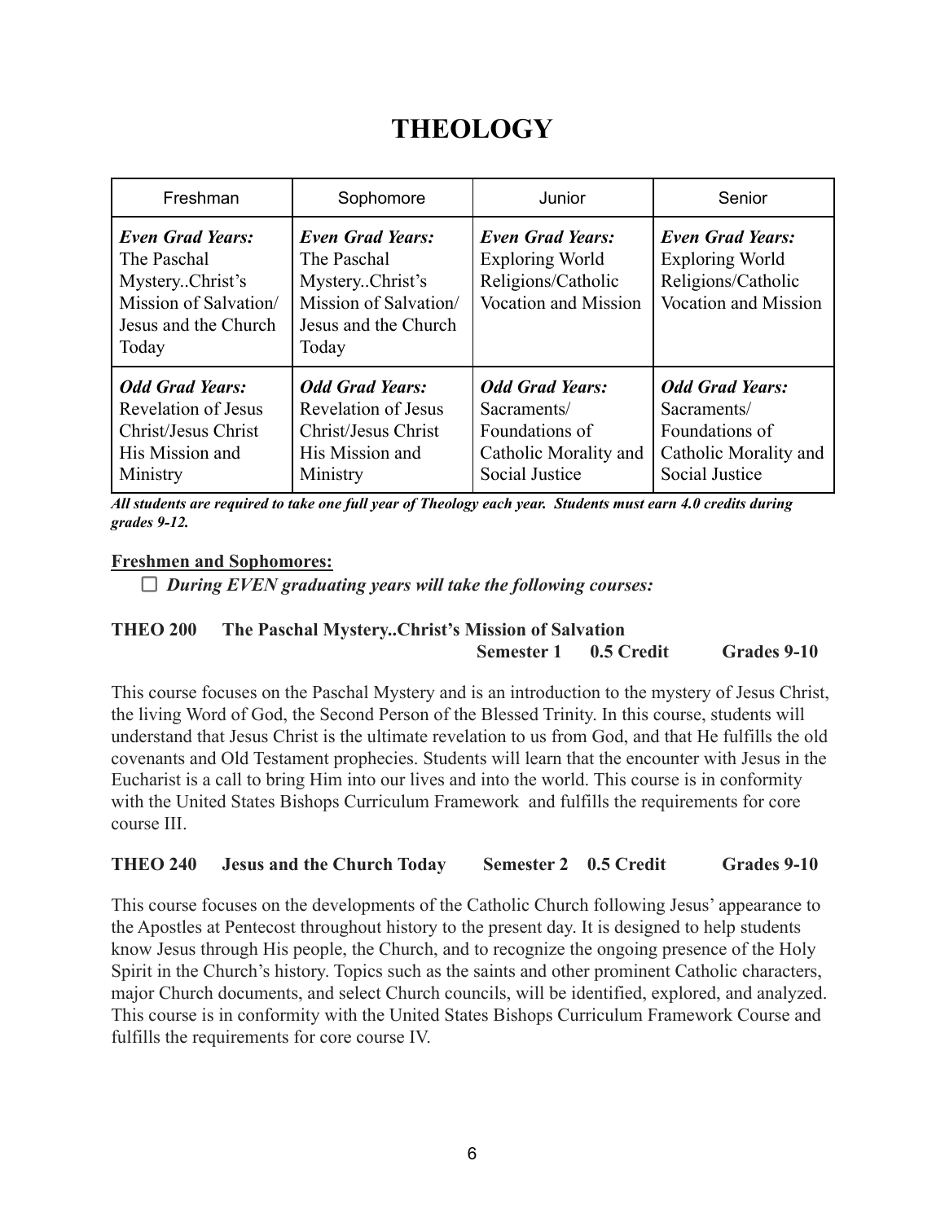# THEOLOGY

| Freshman | Sophomore | Junior | Senior |
|---|---|---|---|
| ***Even Grad Years:*** The Paschal Mystery..Christ's Mission of Salvation/ Jesus and the Church Today | ***Even Grad Years:*** The Paschal Mystery..Christ's Mission of Salvation/ Jesus and the Church Today | ***Even Grad Years:*** Exploring World Religions/Catholic Vocation and Mission | ***Even Grad Years:*** Exploring World Religions/Catholic Vocation and Mission |
| ***Odd Grad Years:*** Revelation of Jesus Christ/Jesus Christ His Mission and Ministry | ***Odd Grad Years:*** Revelation of Jesus Christ/Jesus Christ His Mission and Ministry | ***Odd Grad Years:*** Sacraments/ Foundations of Catholic Morality and Social Justice | ***Odd Grad Years:*** Sacraments/ Foundations of Catholic Morality and Social Justice |

***All students are required to take one full year of Theology each year. Students must earn 4.0 credits during grades 9-12.***

**Freshmen and Sophomores:**

- ☐ ***During EVEN graduating years will take the following courses:***

**THEO 200 The Paschal Mystery..Christ's Mission of Salvation**
**Semester 1 0.5 Credit Grades 9-10**

This course focuses on the Paschal Mystery and is an introduction to the mystery of Jesus Christ, the living Word of God, the Second Person of the Blessed Trinity. In this course, students will understand that Jesus Christ is the ultimate revelation to us from God, and that He fulfills the old covenants and Old Testament prophecies. Students will learn that the encounter with Jesus in the Eucharist is a call to bring Him into our lives and into the world. This course is in conformity with the United States Bishops Curriculum Framework and fulfills the requirements for core course III.

**THEO 240 Jesus and the Church Today Semester 2 0.5 Credit Grades 9-10**

This course focuses on the developments of the Catholic Church following Jesus' appearance to the Apostles at Pentecost throughout history to the present day. It is designed to help students know Jesus through His people, the Church, and to recognize the ongoing presence of the Holy Spirit in the Church's history. Topics such as the saints and other prominent Catholic characters, major Church documents, and select Church councils, will be identified, explored, and analyzed. This course is in conformity with the United States Bishops Curriculum Framework Course and fulfills the requirements for core course IV.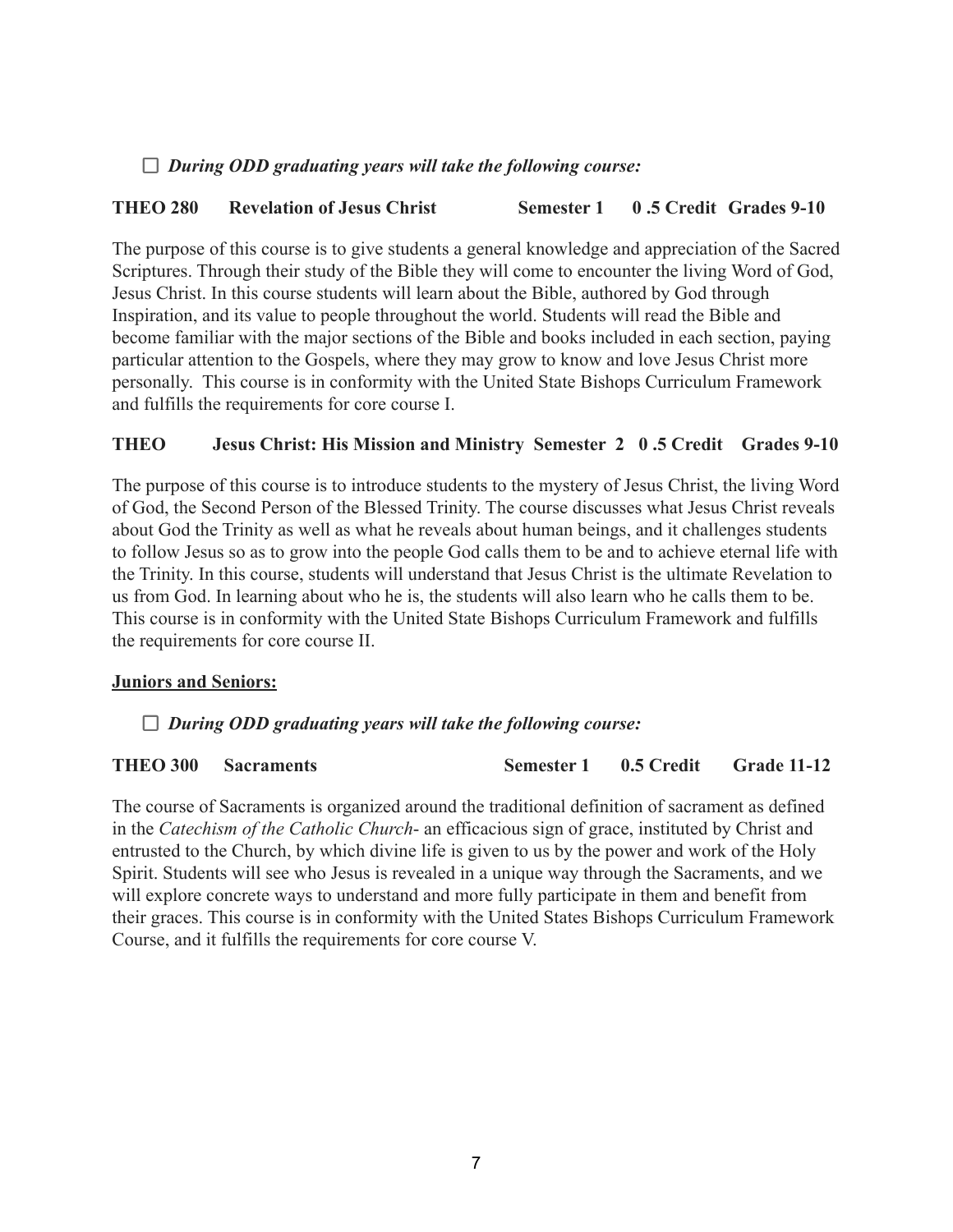☐ ***During ODD graduating years will take the following course:***

**THEO 280 Revelation of Jesus Christ Semester 1 0 .5 Credit Grades 9-10**

The purpose of this course is to give students a general knowledge and appreciation of the Sacred Scriptures. Through their study of the Bible they will come to encounter the living Word of God, Jesus Christ. In this course students will learn about the Bible, authored by God through Inspiration, and its value to people throughout the world. Students will read the Bible and become familiar with the major sections of the Bible and books included in each section, paying particular attention to the Gospels, where they may grow to know and love Jesus Christ more personally. This course is in conformity with the United State Bishops Curriculum Framework and fulfills the requirements for core course I.

**THEO Jesus Christ: His Mission and Ministry Semester 2 0 .5 Credit Grades 9-10**

The purpose of this course is to introduce students to the mystery of Jesus Christ, the living Word of God, the Second Person of the Blessed Trinity. The course discusses what Jesus Christ reveals about God the Trinity as well as what he reveals about human beings, and it challenges students to follow Jesus so as to grow into the people God calls them to be and to achieve eternal life with the Trinity. In this course, students will understand that Jesus Christ is the ultimate Revelation to us from God. In learning about who he is, the students will also learn who he calls them to be. This course is in conformity with the United State Bishops Curriculum Framework and fulfills the requirements for core course II.

**Juniors and Seniors:**

☐ ***During ODD graduating years will take the following course:***

**THEO 300 Sacraments Semester 1 0.5 Credit Grade 11-12**

The course of Sacraments is organized around the traditional definition of sacrament as defined in the *Catechism of the Catholic Church*- an efficacious sign of grace, instituted by Christ and entrusted to the Church, by which divine life is given to us by the power and work of the Holy Spirit. Students will see who Jesus is revealed in a unique way through the Sacraments, and we will explore concrete ways to understand and more fully participate in them and benefit from their graces. This course is in conformity with the United States Bishops Curriculum Framework Course, and it fulfills the requirements for core course V.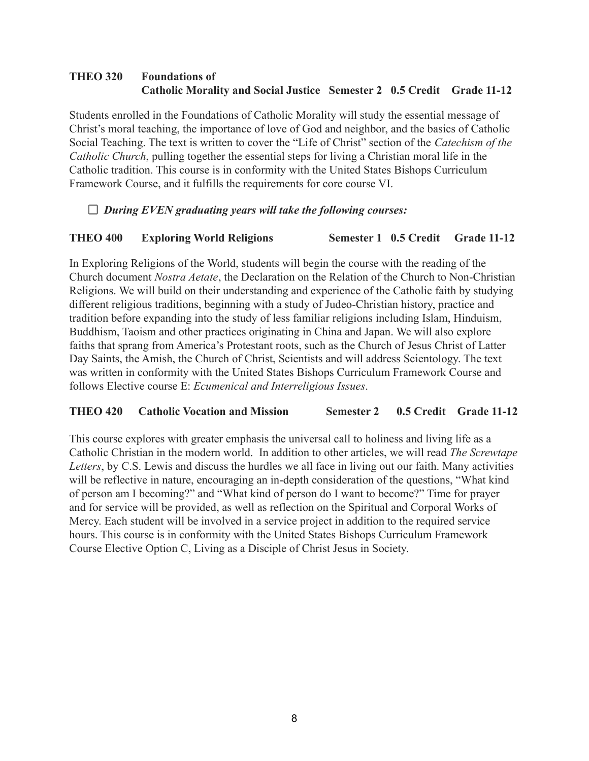**THEO 320 Foundations of Catholic Morality and Social Justice Semester 2 0.5 Credit Grade 11-12**

Students enrolled in the Foundations of Catholic Morality will study the essential message of Christ's moral teaching, the importance of love of God and neighbor, and the basics of Catholic Social Teaching. The text is written to cover the "Life of Christ" section of the *Catechism of the Catholic Church*, pulling together the essential steps for living a Christian moral life in the Catholic tradition. This course is in conformity with the United States Bishops Curriculum Framework Course, and it fulfills the requirements for core course VI.

- ☐ ***During EVEN graduating years will take the following courses:***

**THEO 400 Exploring World Religions Semester 1 0.5 Credit Grade 11-12**

In Exploring Religions of the World, students will begin the course with the reading of the Church document *Nostra Aetate*, the Declaration on the Relation of the Church to Non-Christian Religions. We will build on their understanding and experience of the Catholic faith by studying different religious traditions, beginning with a study of Judeo-Christian history, practice and tradition before expanding into the study of less familiar religions including Islam, Hinduism, Buddhism, Taoism and other practices originating in China and Japan. We will also explore faiths that sprang from America's Protestant roots, such as the Church of Jesus Christ of Latter Day Saints, the Amish, the Church of Christ, Scientists and will address Scientology. The text was written in conformity with the United States Bishops Curriculum Framework Course and follows Elective course E: *Ecumenical and Interreligious Issues*.

**THEO 420 Catholic Vocation and Mission Semester 2 0.5 Credit Grade 11-12**

This course explores with greater emphasis the universal call to holiness and living life as a Catholic Christian in the modern world. In addition to other articles, we will read *The Screwtape Letters*, by C.S. Lewis and discuss the hurdles we all face in living out our faith. Many activities will be reflective in nature, encouraging an in-depth consideration of the questions, "What kind of person am I becoming?" and "What kind of person do I want to become?" Time for prayer and for service will be provided, as well as reflection on the Spiritual and Corporal Works of Mercy. Each student will be involved in a service project in addition to the required service hours. This course is in conformity with the United States Bishops Curriculum Framework Course Elective Option C, Living as a Disciple of Christ Jesus in Society.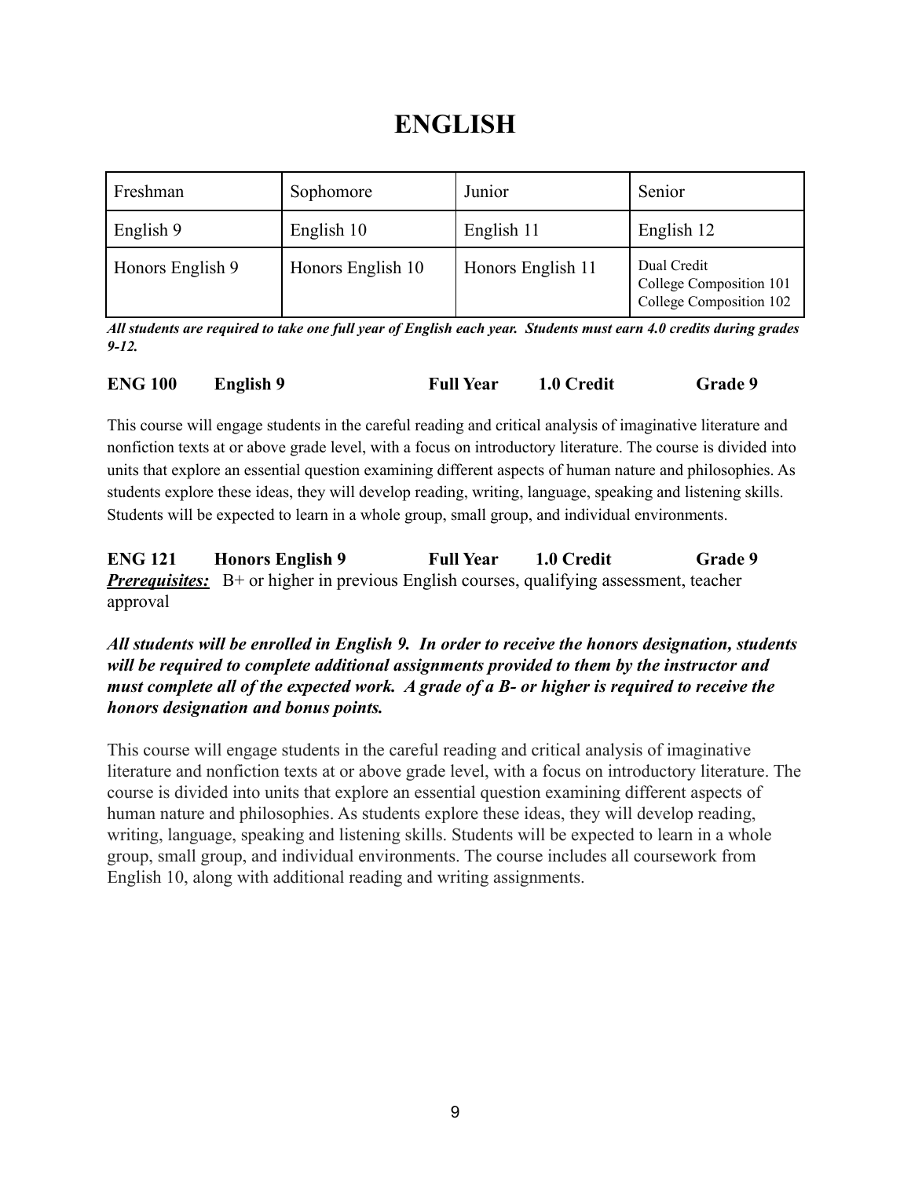# ENGLISH

| Freshman | Sophomore | Junior | Senior |
|---|---|---|---|
| English 9 | English 10 | English 11 | English 12 |
| Honors English 9 | Honors English 10 | Honors English 11 | Dual Credit<br>College Composition 101<br>College Composition 102 |

***All students are required to take one full year of English each year. Students must earn 4.0 credits during grades 9-12.***

**ENG 100 English 9 Full Year 1.0 Credit Grade 9**

This course will engage students in the careful reading and critical analysis of imaginative literature and nonfiction texts at or above grade level, with a focus on introductory literature. The course is divided into units that explore an essential question examining different aspects of human nature and philosophies. As students explore these ideas, they will develop reading, writing, language, speaking and listening skills. Students will be expected to learn in a whole group, small group, and individual environments.

**ENG 121 Honors English 9 Full Year 1.0 Credit Grade 9**

***Prerequisites:*** B+ or higher in previous English courses, qualifying assessment, teacher approval

***All students will be enrolled in English 9. In order to receive the honors designation, students will be required to complete additional assignments provided to them by the instructor and must complete all of the expected work. A grade of a B- or higher is required to receive the honors designation and bonus points.***

This course will engage students in the careful reading and critical analysis of imaginative literature and nonfiction texts at or above grade level, with a focus on introductory literature. The course is divided into units that explore an essential question examining different aspects of human nature and philosophies. As students explore these ideas, they will develop reading, writing, language, speaking and listening skills. Students will be expected to learn in a whole group, small group, and individual environments. The course includes all coursework from English 10, along with additional reading and writing assignments.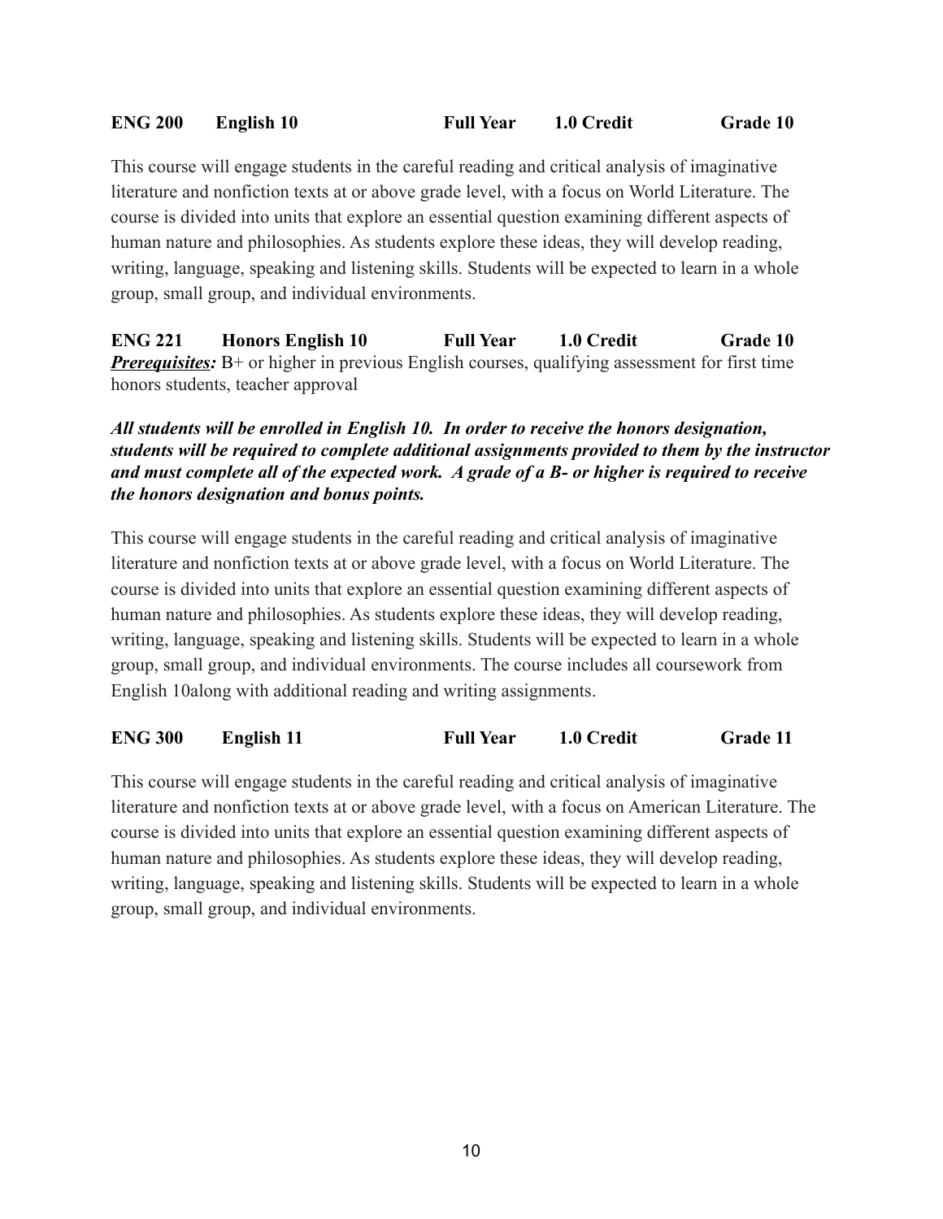**ENG 200 English 10 Full Year 1.0 Credit Grade 10**

This course will engage students in the careful reading and critical analysis of imaginative literature and nonfiction texts at or above grade level, with a focus on World Literature. The course is divided into units that explore an essential question examining different aspects of human nature and philosophies. As students explore these ideas, they will develop reading, writing, language, speaking and listening skills. Students will be expected to learn in a whole group, small group, and individual environments.

**ENG 221 Honors English 10 Full Year 1.0 Credit Grade 10**

***Prerequisites:*** B+ or higher in previous English courses, qualifying assessment for first time honors students, teacher approval

***All students will be enrolled in English 10. In order to receive the honors designation, students will be required to complete additional assignments provided to them by the instructor and must complete all of the expected work. A grade of a B- or higher is required to receive the honors designation and bonus points.***

This course will engage students in the careful reading and critical analysis of imaginative literature and nonfiction texts at or above grade level, with a focus on World Literature. The course is divided into units that explore an essential question examining different aspects of human nature and philosophies. As students explore these ideas, they will develop reading, writing, language, speaking and listening skills. Students will be expected to learn in a whole group, small group, and individual environments. The course includes all coursework from English 10along with additional reading and writing assignments.

**ENG 300 English 11 Full Year 1.0 Credit Grade 11**

This course will engage students in the careful reading and critical analysis of imaginative literature and nonfiction texts at or above grade level, with a focus on American Literature. The course is divided into units that explore an essential question examining different aspects of human nature and philosophies. As students explore these ideas, they will develop reading, writing, language, speaking and listening skills. Students will be expected to learn in a whole group, small group, and individual environments.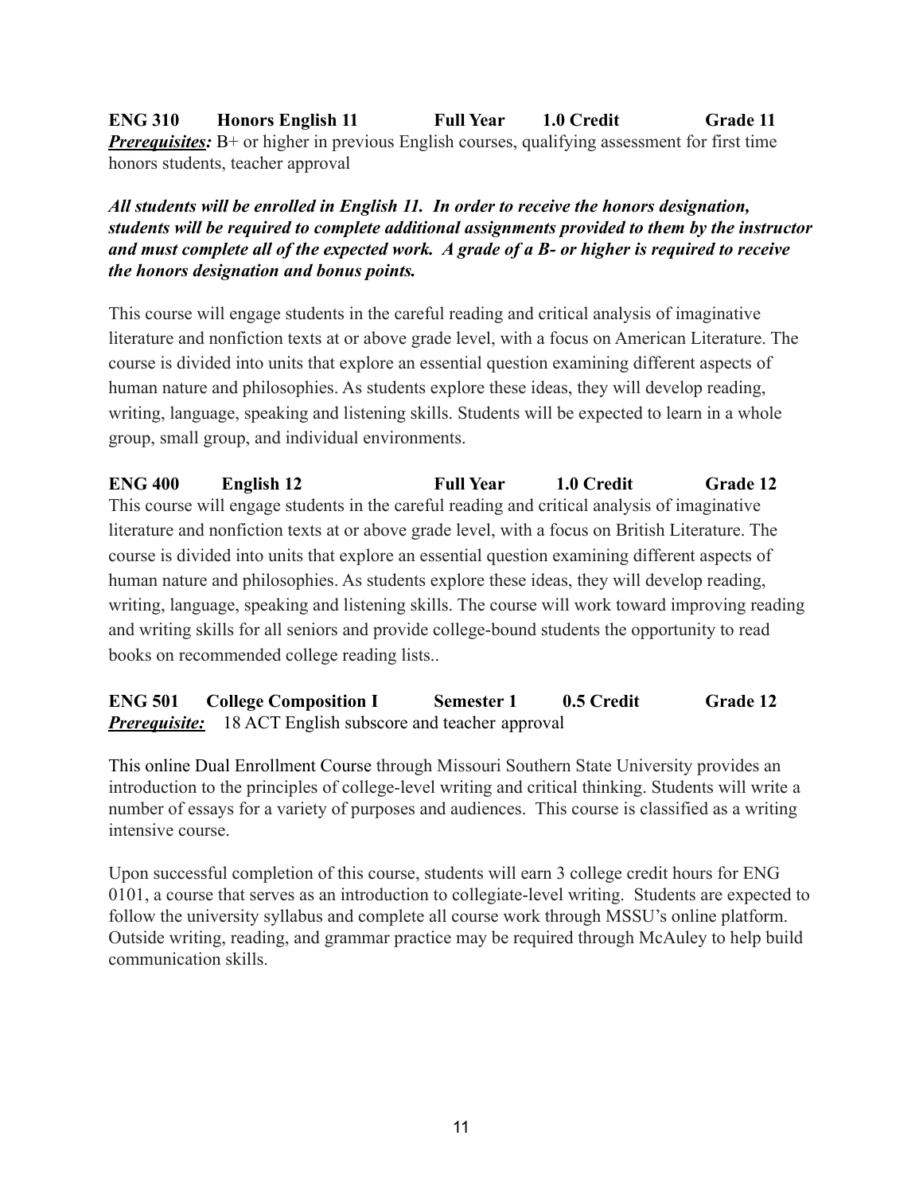**ENG 310 Honors English 11 Full Year 1.0 Credit Grade 11**

***Prerequisites:*** B+ or higher in previous English courses, qualifying assessment for first time honors students, teacher approval

***All students will be enrolled in English 11. In order to receive the honors designation, students will be required to complete additional assignments provided to them by the instructor and must complete all of the expected work. A grade of a B- or higher is required to receive the honors designation and bonus points.***

This course will engage students in the careful reading and critical analysis of imaginative literature and nonfiction texts at or above grade level, with a focus on American Literature. The course is divided into units that explore an essential question examining different aspects of human nature and philosophies. As students explore these ideas, they will develop reading, writing, language, speaking and listening skills. Students will be expected to learn in a whole group, small group, and individual environments.

**ENG 400 English 12 Full Year 1.0 Credit Grade 12**

This course will engage students in the careful reading and critical analysis of imaginative literature and nonfiction texts at or above grade level, with a focus on British Literature. The course is divided into units that explore an essential question examining different aspects of human nature and philosophies. As students explore these ideas, they will develop reading, writing, language, speaking and listening skills. The course will work toward improving reading and writing skills for all seniors and provide college-bound students the opportunity to read books on recommended college reading lists..

**ENG 501 College Composition I Semester 1 0.5 Credit Grade 12**

***Prerequisite:*** 18 ACT English subscore and teacher approval

This online Dual Enrollment Course through Missouri Southern State University provides an introduction to the principles of college-level writing and critical thinking. Students will write a number of essays for a variety of purposes and audiences. This course is classified as a writing intensive course.

Upon successful completion of this course, students will earn 3 college credit hours for ENG 0101, a course that serves as an introduction to collegiate-level writing. Students are expected to follow the university syllabus and complete all course work through MSSU's online platform. Outside writing, reading, and grammar practice may be required through McAuley to help build communication skills.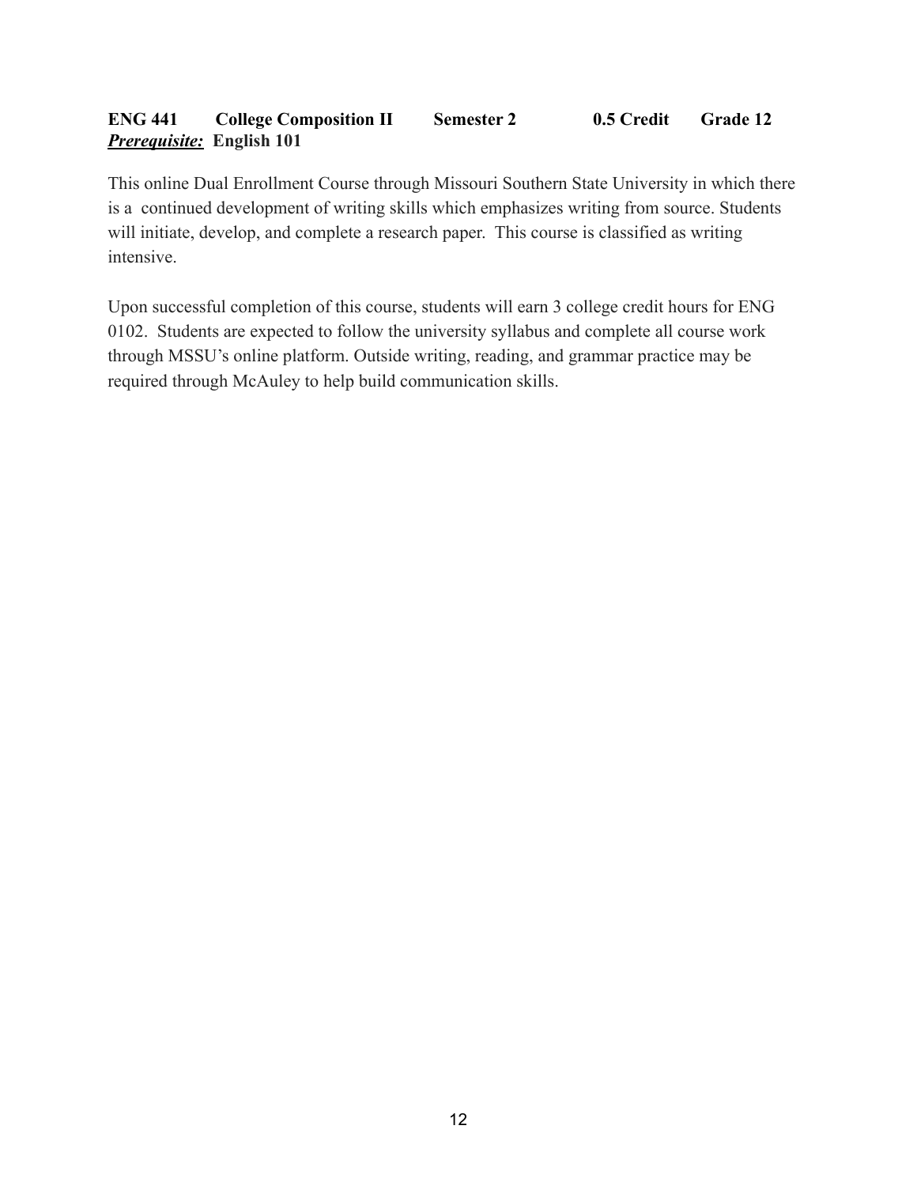**ENG 441 College Composition II Semester 2 0.5 Credit Grade 12**
***Prerequisite:*** **English 101**

This online Dual Enrollment Course through Missouri Southern State University in which there is a continued development of writing skills which emphasizes writing from source. Students will initiate, develop, and complete a research paper. This course is classified as writing intensive.

Upon successful completion of this course, students will earn 3 college credit hours for ENG 0102. Students are expected to follow the university syllabus and complete all course work through MSSU's online platform. Outside writing, reading, and grammar practice may be required through McAuley to help build communication skills.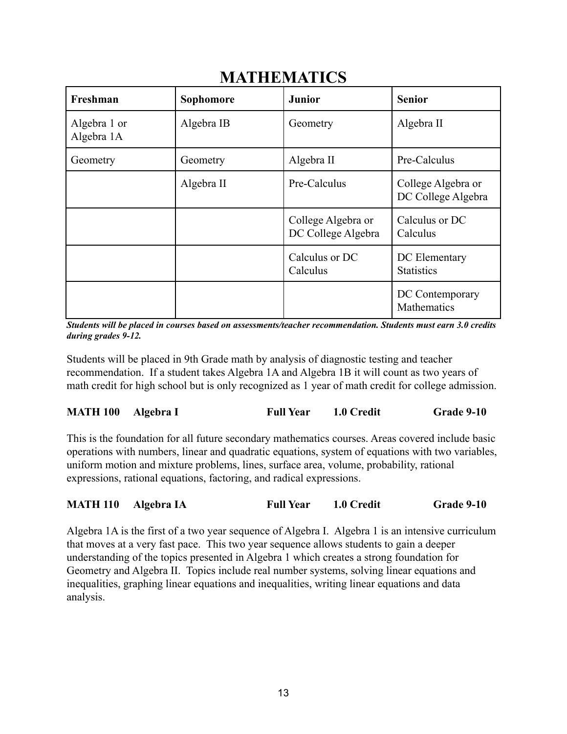# MATHEMATICS

| Freshman | Sophomore | Junior | Senior |
|---|---|---|---|
| Algebra 1 or Algebra 1A | Algebra IB | Geometry | Algebra II |
| Geometry | Geometry | Algebra II | Pre-Calculus |
| | Algebra II | Pre-Calculus | College Algebra or DC College Algebra |
| | | College Algebra or DC College Algebra | Calculus or DC Calculus |
| | | Calculus or DC Calculus | DC Elementary Statistics |
| | | | DC Contemporary Mathematics |

***Students will be placed in courses based on assessments/teacher recommendation. Students must earn 3.0 credits during grades 9-12.***

Students will be placed in 9th Grade math by analysis of diagnostic testing and teacher recommendation. If a student takes Algebra 1A and Algebra 1B it will count as two years of math credit for high school but is only recognized as 1 year of math credit for college admission.

**MATH 100 Algebra I Full Year 1.0 Credit Grade 9-10**

This is the foundation for all future secondary mathematics courses. Areas covered include basic operations with numbers, linear and quadratic equations, system of equations with two variables, uniform motion and mixture problems, lines, surface area, volume, probability, rational expressions, rational equations, factoring, and radical expressions.

**MATH 110 Algebra IA Full Year 1.0 Credit Grade 9-10**

Algebra 1A is the first of a two year sequence of Algebra I. Algebra 1 is an intensive curriculum that moves at a very fast pace. This two year sequence allows students to gain a deeper understanding of the topics presented in Algebra 1 which creates a strong foundation for Geometry and Algebra II. Topics include real number systems, solving linear equations and inequalities, graphing linear equations and inequalities, writing linear equations and data analysis.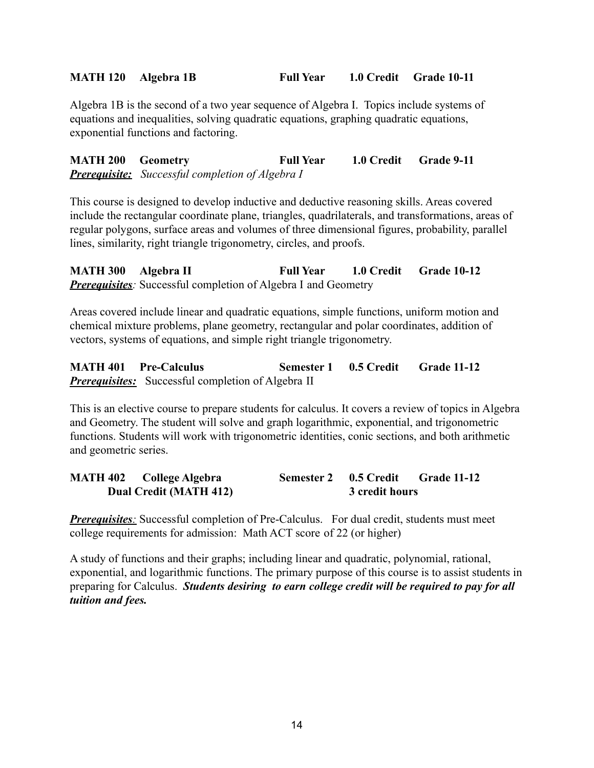**MATH 120 Algebra 1B Full Year 1.0 Credit Grade 10-11**

Algebra 1B is the second of a two year sequence of Algebra I. Topics include systems of equations and inequalities, solving quadratic equations, graphing quadratic equations, exponential functions and factoring.

**MATH 200 Geometry Full Year 1.0 Credit Grade 9-11**
***Prerequisite:*** *Successful completion of Algebra I*

This course is designed to develop inductive and deductive reasoning skills. Areas covered include the rectangular coordinate plane, triangles, quadrilaterals, and transformations, areas of regular polygons, surface areas and volumes of three dimensional figures, probability, parallel lines, similarity, right triangle trigonometry, circles, and proofs.

**MATH 300 Algebra II Full Year 1.0 Credit Grade 10-12**
***Prerequisites****:* Successful completion of Algebra I and Geometry

Areas covered include linear and quadratic equations, simple functions, uniform motion and chemical mixture problems, plane geometry, rectangular and polar coordinates, addition of vectors, systems of equations, and simple right triangle trigonometry.

**MATH 401 Pre-Calculus Semester 1 0.5 Credit Grade 11-12**
***Prerequisites:*** Successful completion of Algebra II

This is an elective course to prepare students for calculus. It covers a review of topics in Algebra and Geometry. The student will solve and graph logarithmic, exponential, and trigonometric functions. Students will work with trigonometric identities, conic sections, and both arithmetic and geometric series.

**MATH 402 College Algebra Semester 2 0.5 Credit Grade 11-12**
**Dual Credit (MATH 412) 3 credit hours**

***Prerequisites****:* Successful completion of Pre-Calculus. For dual credit, students must meet college requirements for admission: Math ACT score of 22 (or higher)

A study of functions and their graphs; including linear and quadratic, polynomial, rational, exponential, and logarithmic functions. The primary purpose of this course is to assist students in preparing for Calculus. ***Students desiring to earn college credit will be required to pay for all tuition and fees.***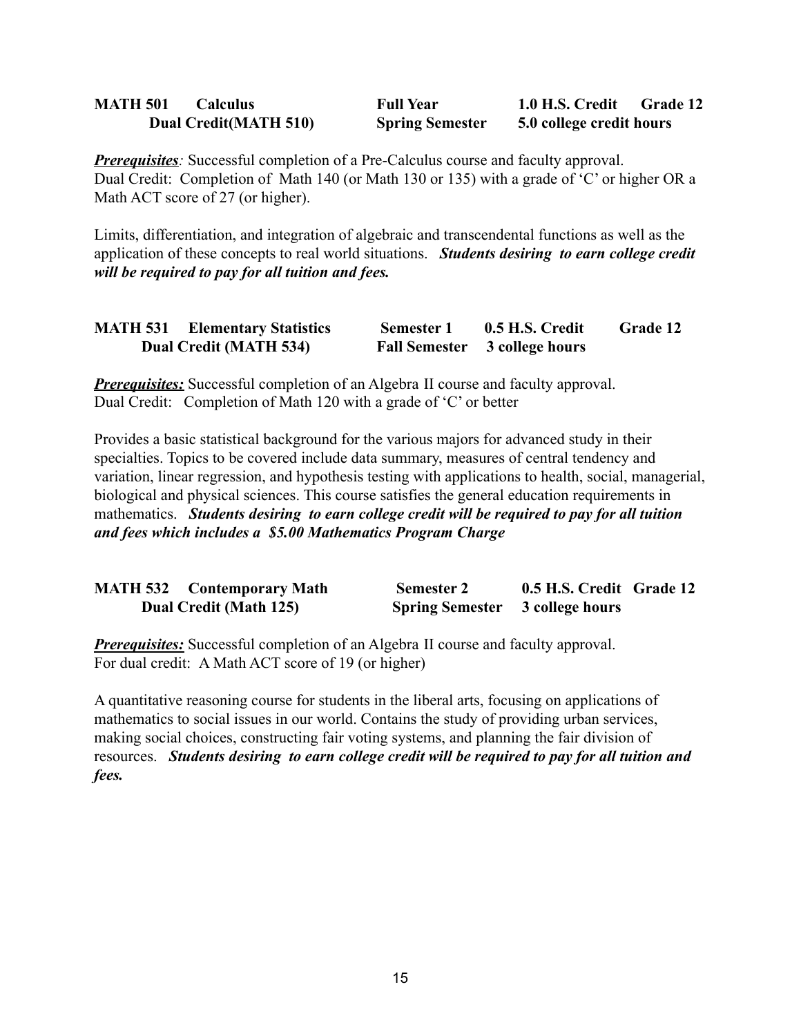**MATH 501 Calculus** **Full Year** **1.0 H.S. Credit** **Grade 12**
**Dual Credit(MATH 510)** **Spring Semester** **5.0 college credit hours**

***Prerequisites****:* Successful completion of a Pre-Calculus course and faculty approval.
Dual Credit: Completion of Math 140 (or Math 130 or 135) with a grade of 'C' or higher OR a Math ACT score of 27 (or higher).

Limits, differentiation, and integration of algebraic and transcendental functions as well as the application of these concepts to real world situations. ***Students desiring to earn college credit will be required to pay for all tuition and fees.***

**MATH 531 Elementary Statistics** **Semester 1** **0.5 H.S. Credit** **Grade 12**
**Dual Credit (MATH 534)** **Fall Semester** **3 college hours**

***Prerequisites:*** Successful completion of an Algebra II course and faculty approval.
Dual Credit: Completion of Math 120 with a grade of 'C' or better

Provides a basic statistical background for the various majors for advanced study in their specialties. Topics to be covered include data summary, measures of central tendency and variation, linear regression, and hypothesis testing with applications to health, social, managerial, biological and physical sciences. This course satisfies the general education requirements in mathematics. ***Students desiring to earn college credit will be required to pay for all tuition and fees which includes a $5.00 Mathematics Program Charge***

**MATH 532 Contemporary Math** **Semester 2** **0.5 H.S. Credit** **Grade 12**
**Dual Credit (Math 125)** **Spring Semester** **3 college hours**

***Prerequisites:*** Successful completion of an Algebra II course and faculty approval.
For dual credit: A Math ACT score of 19 (or higher)

A quantitative reasoning course for students in the liberal arts, focusing on applications of mathematics to social issues in our world. Contains the study of providing urban services, making social choices, constructing fair voting systems, and planning the fair division of resources. ***Students desiring to earn college credit will be required to pay for all tuition and fees.***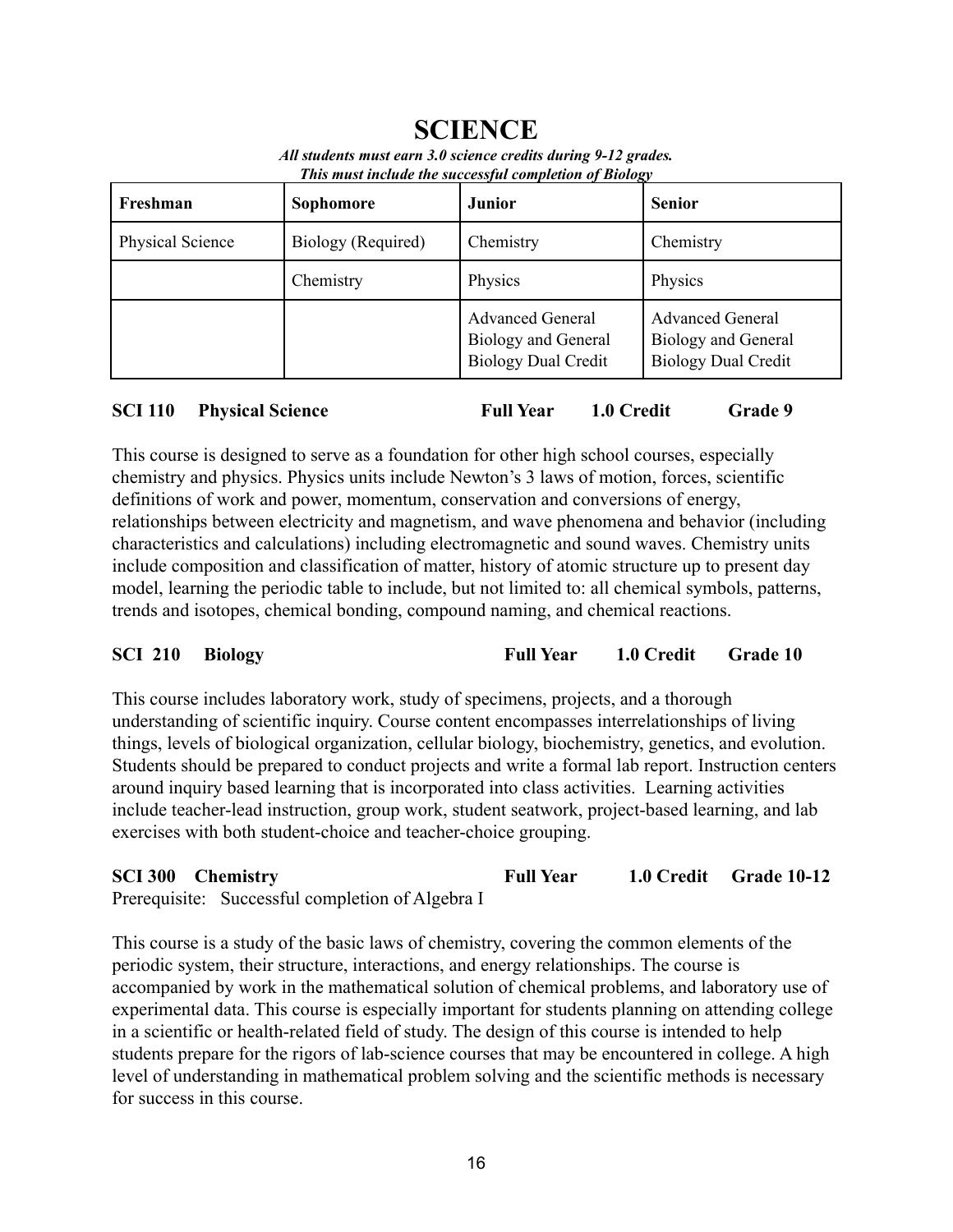# SCIENCE

***All students must earn 3.0 science credits during 9-12 grades.***
***This must include the successful completion of Biology***

| Freshman | Sophomore | Junior | Senior |
|---|---|---|---|
| Physical Science | Biology (Required) | Chemistry | Chemistry |
| | Chemistry | Physics | Physics |
| | | Advanced General Biology and General Biology Dual Credit | Advanced General Biology and General Biology Dual Credit |

**SCI 110 Physical Science — Full Year — 1.0 Credit — Grade 9**

This course is designed to serve as a foundation for other high school courses, especially chemistry and physics. Physics units include Newton's 3 laws of motion, forces, scientific definitions of work and power, momentum, conservation and conversions of energy, relationships between electricity and magnetism, and wave phenomena and behavior (including characteristics and calculations) including electromagnetic and sound waves. Chemistry units include composition and classification of matter, history of atomic structure up to present day model, learning the periodic table to include, but not limited to: all chemical symbols, patterns, trends and isotopes, chemical bonding, compound naming, and chemical reactions.

**SCI 210 Biology — Full Year — 1.0 Credit — Grade 10**

This course includes laboratory work, study of specimens, projects, and a thorough understanding of scientific inquiry. Course content encompasses interrelationships of living things, levels of biological organization, cellular biology, biochemistry, genetics, and evolution. Students should be prepared to conduct projects and write a formal lab report. Instruction centers around inquiry based learning that is incorporated into class activities. Learning activities include teacher-lead instruction, group work, student seatwork, project-based learning, and lab exercises with both student-choice and teacher-choice grouping.

**SCI 300 Chemistry — Full Year — 1.0 Credit — Grade 10-12**

Prerequisite: Successful completion of Algebra I

This course is a study of the basic laws of chemistry, covering the common elements of the periodic system, their structure, interactions, and energy relationships. The course is accompanied by work in the mathematical solution of chemical problems, and laboratory use of experimental data. This course is especially important for students planning on attending college in a scientific or health-related field of study. The design of this course is intended to help students prepare for the rigors of lab-science courses that may be encountered in college. A high level of understanding in mathematical problem solving and the scientific methods is necessary for success in this course.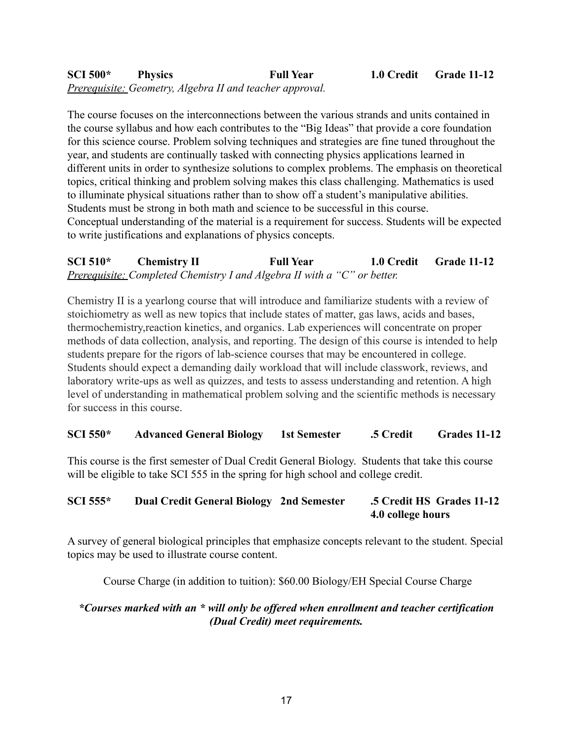**SCI 500*　Physics　Full Year　1.0 Credit　Grade 11-12**

*Prerequisite: Geometry, Algebra II and teacher approval.*

The course focuses on the interconnections between the various strands and units contained in the course syllabus and how each contributes to the "Big Ideas" that provide a core foundation for this science course. Problem solving techniques and strategies are fine tuned throughout the year, and students are continually tasked with connecting physics applications learned in different units in order to synthesize solutions to complex problems. The emphasis on theoretical topics, critical thinking and problem solving makes this class challenging. Mathematics is used to illuminate physical situations rather than to show off a student's manipulative abilities. Students must be strong in both math and science to be successful in this course. Conceptual understanding of the material is a requirement for success. Students will be expected to write justifications and explanations of physics concepts.

**SCI 510*　Chemistry II　Full Year　1.0 Credit　Grade 11-12**

*Prerequisite: Completed Chemistry I and Algebra II with a "C" or better.*

Chemistry II is a yearlong course that will introduce and familiarize students with a review of stoichiometry as well as new topics that include states of matter, gas laws, acids and bases, thermochemistry,reaction kinetics, and organics. Lab experiences will concentrate on proper methods of data collection, analysis, and reporting. The design of this course is intended to help students prepare for the rigors of lab-science courses that may be encountered in college. Students should expect a demanding daily workload that will include classwork, reviews, and laboratory write-ups as well as quizzes, and tests to assess understanding and retention. A high level of understanding in mathematical problem solving and the scientific methods is necessary for success in this course.

**SCI 550*　Advanced General Biology　1st Semester　.5 Credit　Grades 11-12**

This course is the first semester of Dual Credit General Biology. Students that take this course will be eligible to take SCI 555 in the spring for high school and college credit.

**SCI 555*　Dual Credit General Biology　2nd Semester　.5 Credit HS　Grades 11-12**
**4.0 college hours**

A survey of general biological principles that emphasize concepts relevant to the student. Special topics may be used to illustrate course content.

Course Charge (in addition to tuition): $60.00 Biology/EH Special Course Charge

***Courses marked with an * will only be offered when enrollment and teacher certification (Dual Credit) meet requirements.***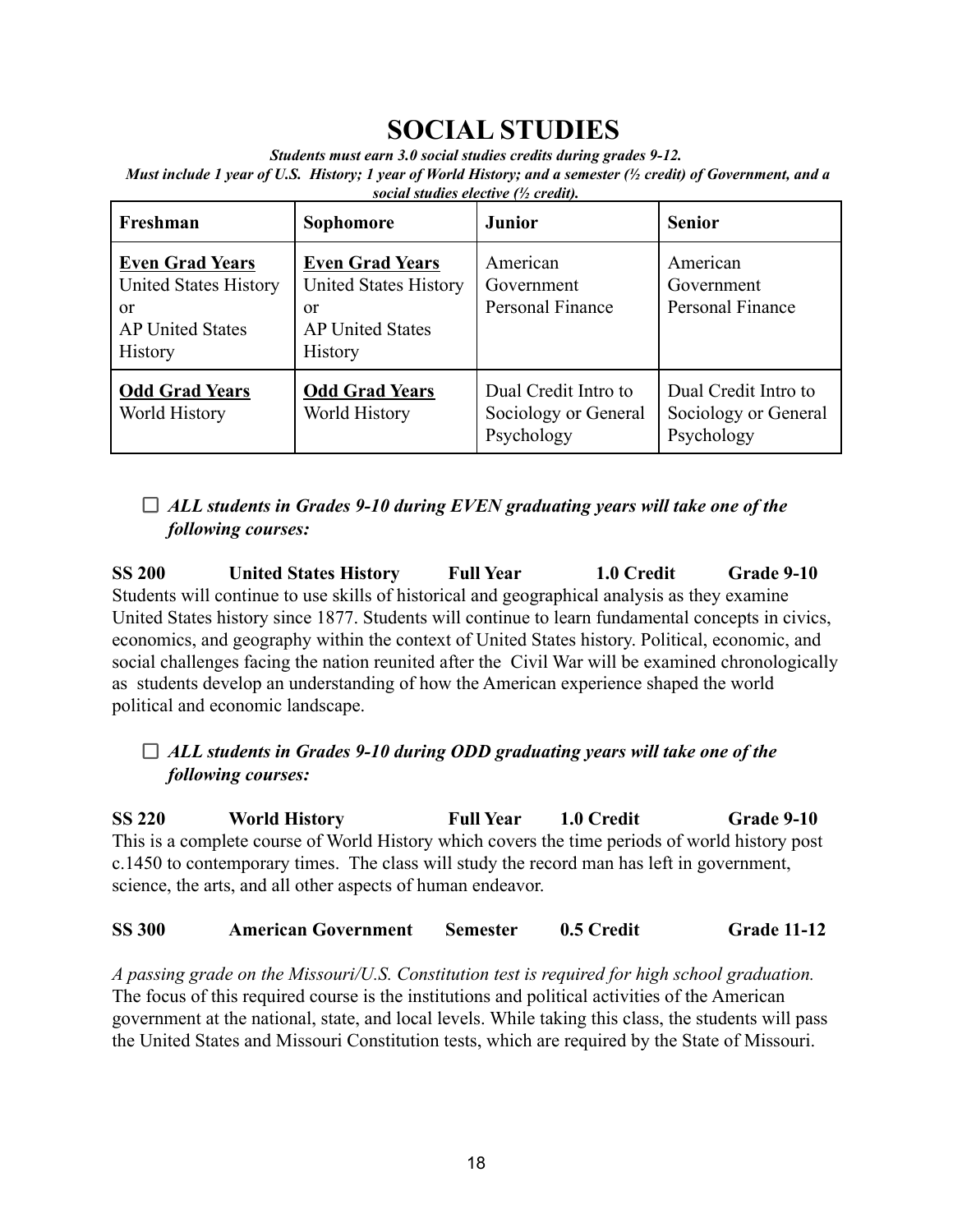# SOCIAL STUDIES

***Students must earn 3.0 social studies credits during grades 9-12.***
***Must include 1 year of U.S. History; 1 year of World History; and a semester (½ credit) of Government, and a social studies elective (½ credit).***

| Freshman | Sophomore | Junior | Senior |
|---|---|---|---|
| **Even Grad Years**<br>United States History<br>or<br>AP United States History | **Even Grad Years**<br>United States History<br>or<br>AP United States History | American Government<br>Personal Finance | American Government<br>Personal Finance |
| **Odd Grad Years**<br>World History | **Odd Grad Years**<br>World History | Dual Credit Intro to Sociology or General Psychology | Dual Credit Intro to Sociology or General Psychology |

- ☐ ***ALL students in Grades 9-10 during EVEN graduating years will take one of the following courses:***

**SS 200 United States History Full Year 1.0 Credit Grade 9-10**
Students will continue to use skills of historical and geographical analysis as they examine United States history since 1877. Students will continue to learn fundamental concepts in civics, economics, and geography within the context of United States history. Political, economic, and social challenges facing the nation reunited after the Civil War will be examined chronologically as students develop an understanding of how the American experience shaped the world political and economic landscape.

- ☐ ***ALL students in Grades 9-10 during ODD graduating years will take one of the following courses:***

**SS 220 World History Full Year 1.0 Credit Grade 9-10**
This is a complete course of World History which covers the time periods of world history post c.1450 to contemporary times. The class will study the record man has left in government, science, the arts, and all other aspects of human endeavor.

**SS 300 American Government Semester 0.5 Credit Grade 11-12**

*A passing grade on the Missouri/U.S. Constitution test is required for high school graduation.*
The focus of this required course is the institutions and political activities of the American government at the national, state, and local levels. While taking this class, the students will pass the United States and Missouri Constitution tests, which are required by the State of Missouri.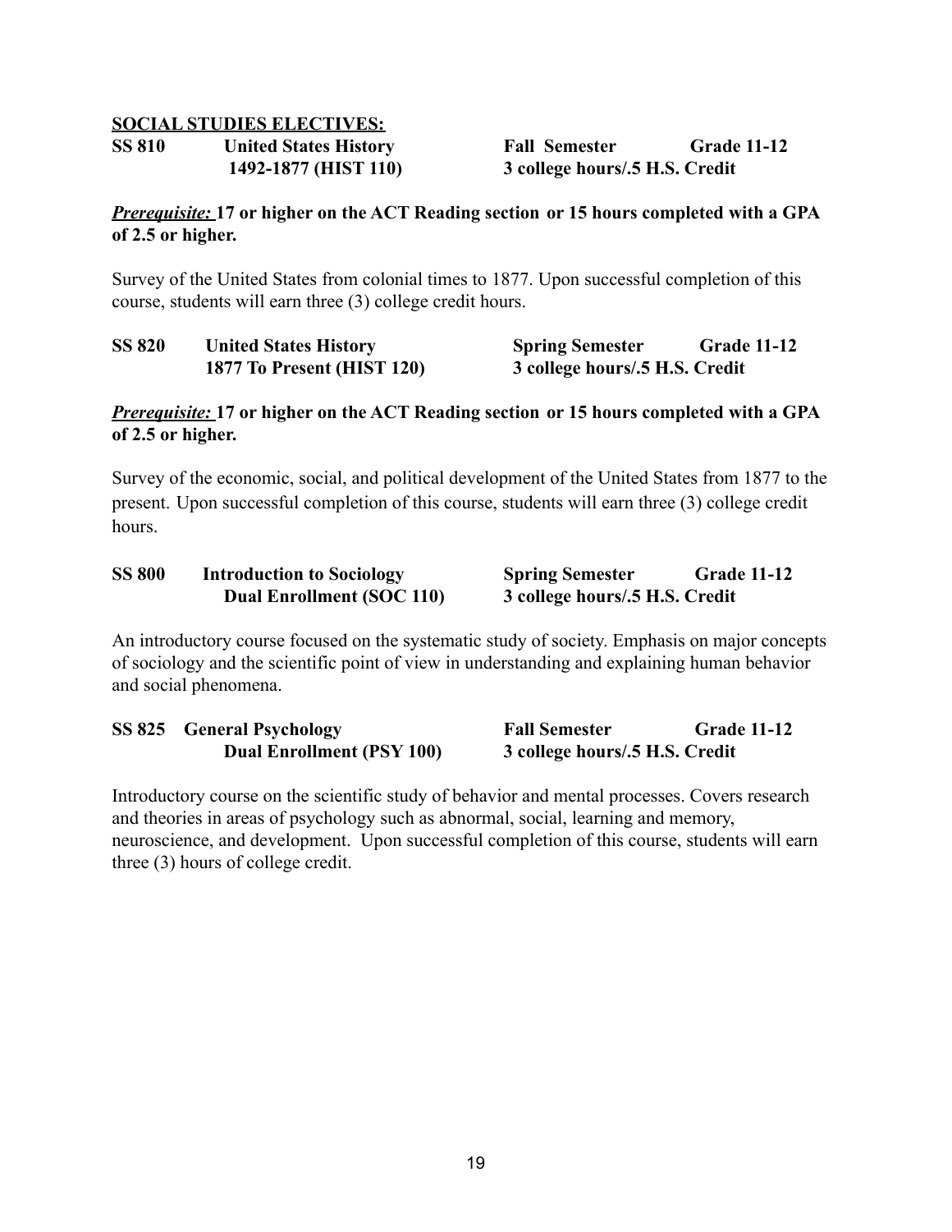## SOCIAL STUDIES ELECTIVES:

**SS 810 United States History 1492-1877 (HIST 110)** — **Fall Semester** — **Grade 11-12**
**3 college hours/.5 H.S. Credit**

***Prerequisite:*** **17 or higher on the ACT Reading section or 15 hours completed with a GPA of 2.5 or higher.**

Survey of the United States from colonial times to 1877. Upon successful completion of this course, students will earn three (3) college credit hours.

**SS 820 United States History 1877 To Present (HIST 120)** — **Spring Semester** — **Grade 11-12**
**3 college hours/.5 H.S. Credit**

***Prerequisite:*** **17 or higher on the ACT Reading section or 15 hours completed with a GPA of 2.5 or higher.**

Survey of the economic, social, and political development of the United States from 1877 to the present. Upon successful completion of this course, students will earn three (3) college credit hours.

**SS 800 Introduction to Sociology Dual Enrollment (SOC 110)** — **Spring Semester** — **Grade 11-12**
**3 college hours/.5 H.S. Credit**

An introductory course focused on the systematic study of society. Emphasis on major concepts of sociology and the scientific point of view in understanding and explaining human behavior and social phenomena.

**SS 825 General Psychology Dual Enrollment (PSY 100)** — **Fall Semester** — **Grade 11-12**
**3 college hours/.5 H.S. Credit**

Introductory course on the scientific study of behavior and mental processes. Covers research and theories in areas of psychology such as abnormal, social, learning and memory, neuroscience, and development. Upon successful completion of this course, students will earn three (3) hours of college credit.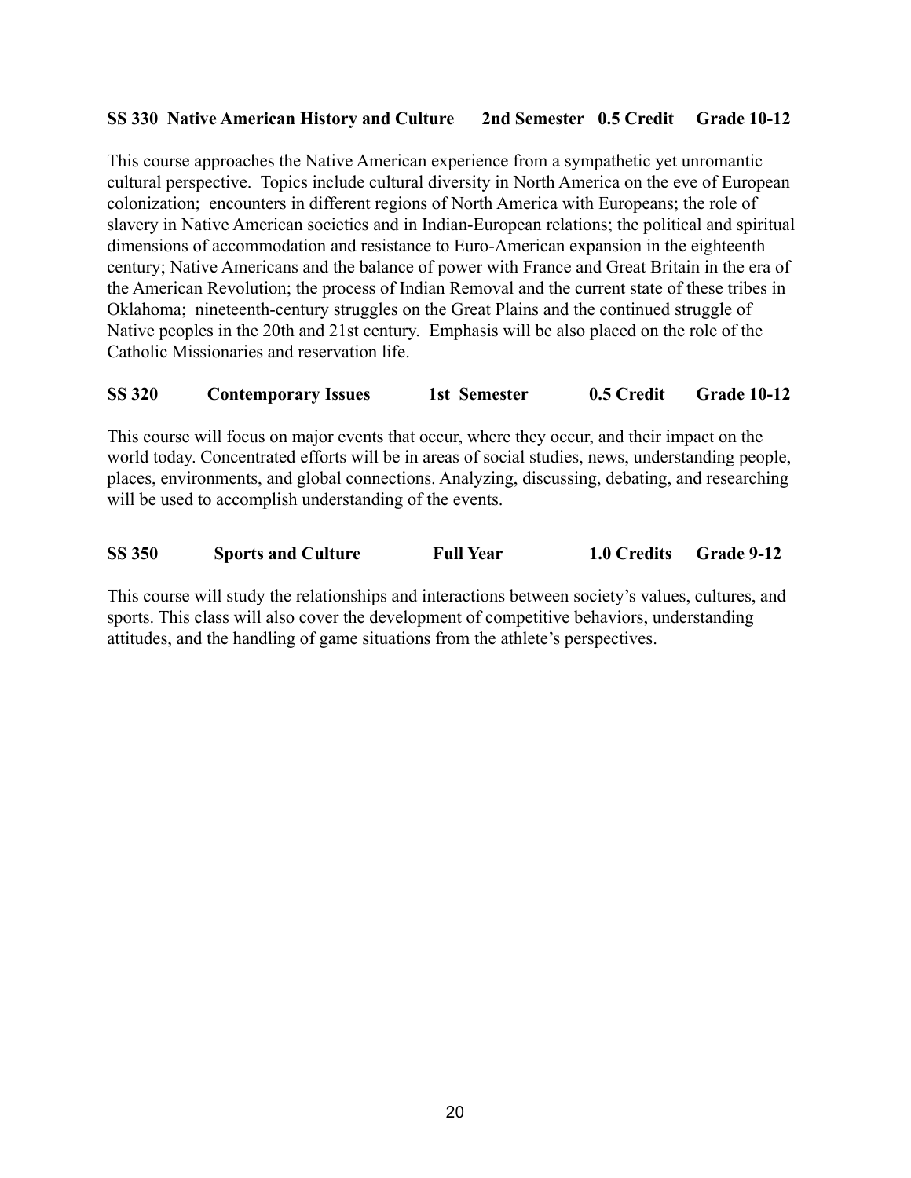**SS 330 Native American History and Culture 2nd Semester 0.5 Credit Grade 10-12**

This course approaches the Native American experience from a sympathetic yet unromantic cultural perspective. Topics include cultural diversity in North America on the eve of European colonization; encounters in different regions of North America with Europeans; the role of slavery in Native American societies and in Indian-European relations; the political and spiritual dimensions of accommodation and resistance to Euro-American expansion in the eighteenth century; Native Americans and the balance of power with France and Great Britain in the era of the American Revolution; the process of Indian Removal and the current state of these tribes in Oklahoma; nineteenth-century struggles on the Great Plains and the continued struggle of Native peoples in the 20th and 21st century. Emphasis will be also placed on the role of the Catholic Missionaries and reservation life.

**SS 320 Contemporary Issues 1st Semester 0.5 Credit Grade 10-12**

This course will focus on major events that occur, where they occur, and their impact on the world today. Concentrated efforts will be in areas of social studies, news, understanding people, places, environments, and global connections. Analyzing, discussing, debating, and researching will be used to accomplish understanding of the events.

**SS 350 Sports and Culture Full Year 1.0 Credits Grade 9-12**

This course will study the relationships and interactions between society's values, cultures, and sports. This class will also cover the development of competitive behaviors, understanding attitudes, and the handling of game situations from the athlete's perspectives.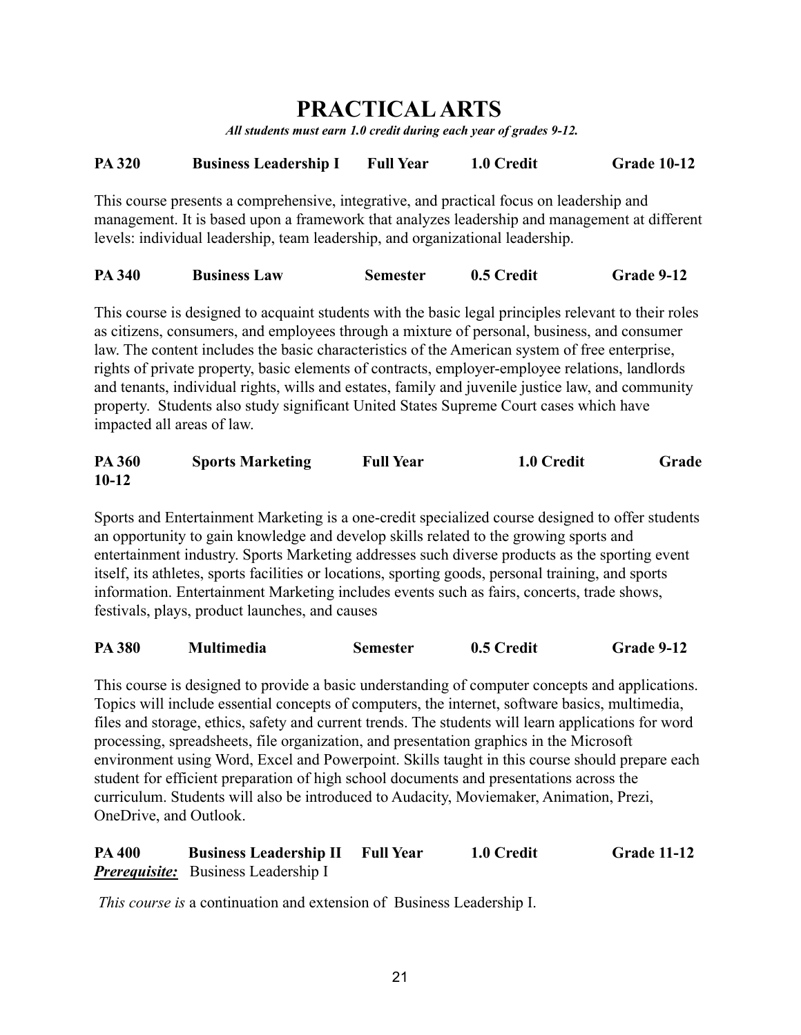# PRACTICAL ARTS

***All students must earn 1.0 credit during each year of grades 9-12.***

**PA 320 Business Leadership I Full Year 1.0 Credit Grade 10-12**

This course presents a comprehensive, integrative, and practical focus on leadership and management. It is based upon a framework that analyzes leadership and management at different levels: individual leadership, team leadership, and organizational leadership.

**PA 340 Business Law Semester 0.5 Credit Grade 9-12**

This course is designed to acquaint students with the basic legal principles relevant to their roles as citizens, consumers, and employees through a mixture of personal, business, and consumer law. The content includes the basic characteristics of the American system of free enterprise, rights of private property, basic elements of contracts, employer-employee relations, landlords and tenants, individual rights, wills and estates, family and juvenile justice law, and community property. Students also study significant United States Supreme Court cases which have impacted all areas of law.

**PA 360 Sports Marketing Full Year 1.0 Credit Grade 10-12**

Sports and Entertainment Marketing is a one-credit specialized course designed to offer students an opportunity to gain knowledge and develop skills related to the growing sports and entertainment industry. Sports Marketing addresses such diverse products as the sporting event itself, its athletes, sports facilities or locations, sporting goods, personal training, and sports information. Entertainment Marketing includes events such as fairs, concerts, trade shows, festivals, plays, product launches, and causes

**PA 380 Multimedia Semester 0.5 Credit Grade 9-12**

This course is designed to provide a basic understanding of computer concepts and applications. Topics will include essential concepts of computers, the internet, software basics, multimedia, files and storage, ethics, safety and current trends. The students will learn applications for word processing, spreadsheets, file organization, and presentation graphics in the Microsoft environment using Word, Excel and Powerpoint. Skills taught in this course should prepare each student for efficient preparation of high school documents and presentations across the curriculum. Students will also be introduced to Audacity, Moviemaker, Animation, Prezi, OneDrive, and Outlook.

**PA 400 Business Leadership II Full Year 1.0 Credit Grade 11-12**
***Prerequisite:*** Business Leadership I

*This course is* a continuation and extension of Business Leadership I.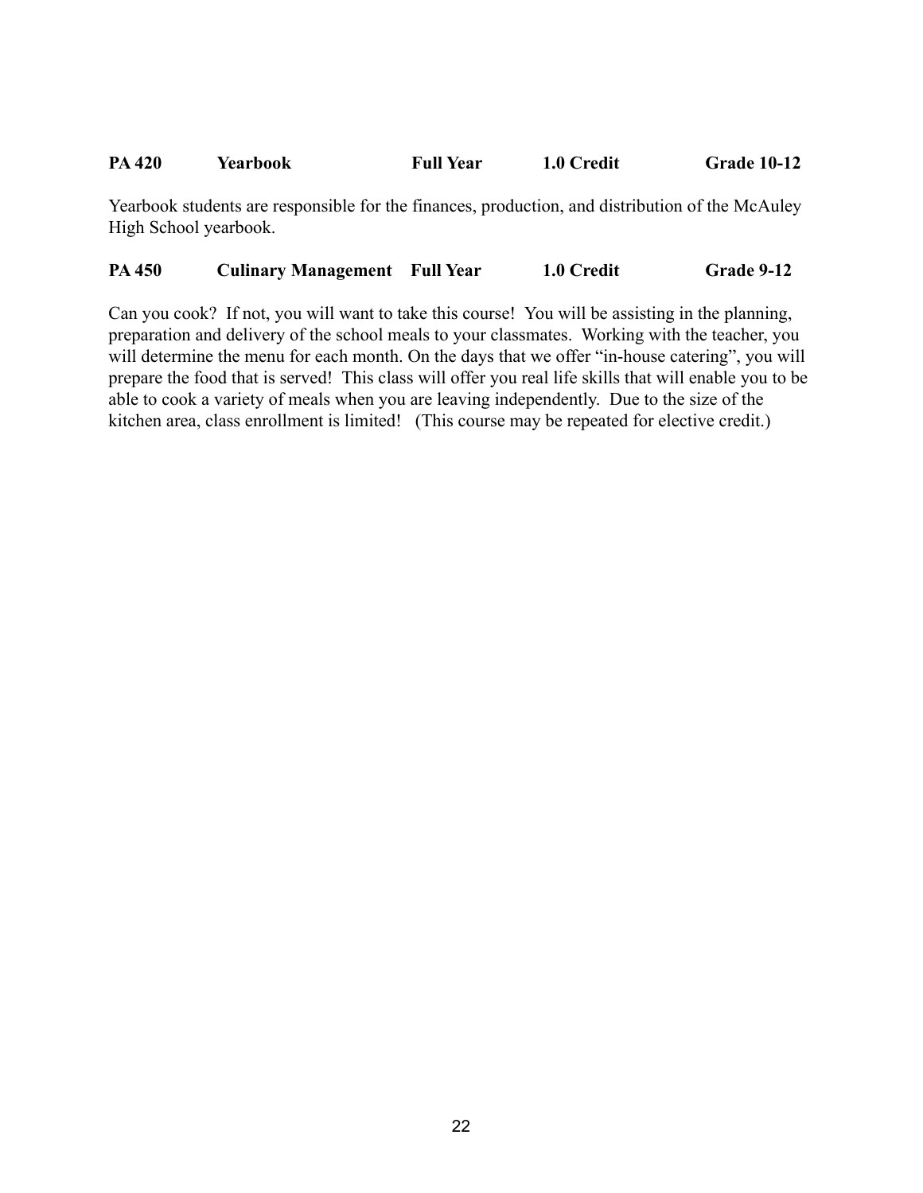**PA 420 Yearbook Full Year 1.0 Credit Grade 10-12**

Yearbook students are responsible for the finances, production, and distribution of the McAuley High School yearbook.

**PA 450 Culinary Management Full Year 1.0 Credit Grade 9-12**

Can you cook? If not, you will want to take this course! You will be assisting in the planning, preparation and delivery of the school meals to your classmates. Working with the teacher, you will determine the menu for each month. On the days that we offer "in-house catering", you will prepare the food that is served! This class will offer you real life skills that will enable you to be able to cook a variety of meals when you are leaving independently. Due to the size of the kitchen area, class enrollment is limited! (This course may be repeated for elective credit.)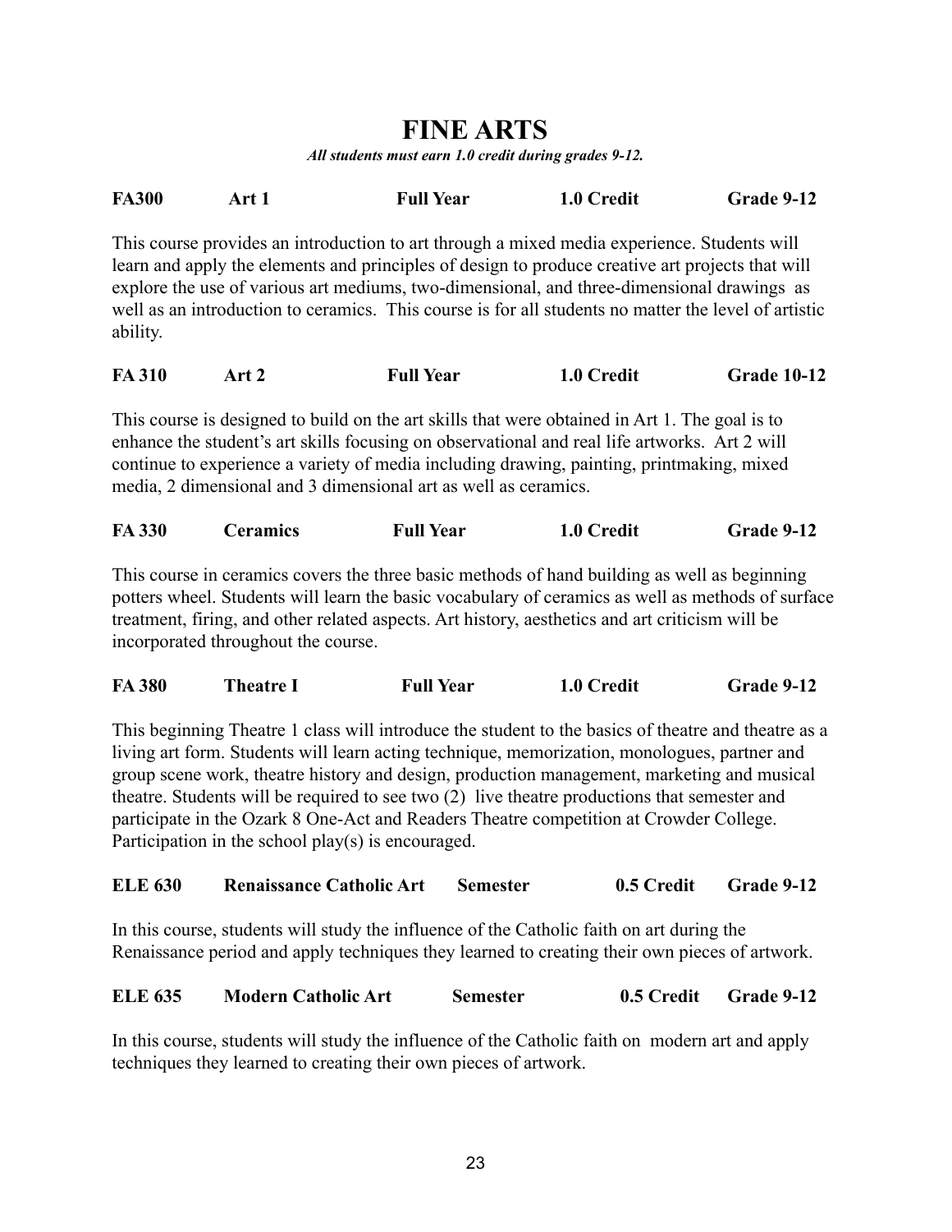# FINE ARTS

***All students must earn 1.0 credit during grades 9-12.***

**FA300 Art 1 Full Year 1.0 Credit Grade 9-12**

This course provides an introduction to art through a mixed media experience. Students will learn and apply the elements and principles of design to produce creative art projects that will explore the use of various art mediums, two-dimensional, and three-dimensional drawings as well as an introduction to ceramics. This course is for all students no matter the level of artistic ability.

**FA 310 Art 2 Full Year 1.0 Credit Grade 10-12**

This course is designed to build on the art skills that were obtained in Art 1. The goal is to enhance the student's art skills focusing on observational and real life artworks. Art 2 will continue to experience a variety of media including drawing, painting, printmaking, mixed media, 2 dimensional and 3 dimensional art as well as ceramics.

**FA 330 Ceramics Full Year 1.0 Credit Grade 9-12**

This course in ceramics covers the three basic methods of hand building as well as beginning potters wheel. Students will learn the basic vocabulary of ceramics as well as methods of surface treatment, firing, and other related aspects. Art history, aesthetics and art criticism will be incorporated throughout the course.

**FA 380 Theatre I Full Year 1.0 Credit Grade 9-12**

This beginning Theatre 1 class will introduce the student to the basics of theatre and theatre as a living art form. Students will learn acting technique, memorization, monologues, partner and group scene work, theatre history and design, production management, marketing and musical theatre. Students will be required to see two (2) live theatre productions that semester and participate in the Ozark 8 One-Act and Readers Theatre competition at Crowder College. Participation in the school play(s) is encouraged.

**ELE 630 Renaissance Catholic Art Semester 0.5 Credit Grade 9-12**

In this course, students will study the influence of the Catholic faith on art during the Renaissance period and apply techniques they learned to creating their own pieces of artwork.

**ELE 635 Modern Catholic Art Semester 0.5 Credit Grade 9-12**

In this course, students will study the influence of the Catholic faith on modern art and apply techniques they learned to creating their own pieces of artwork.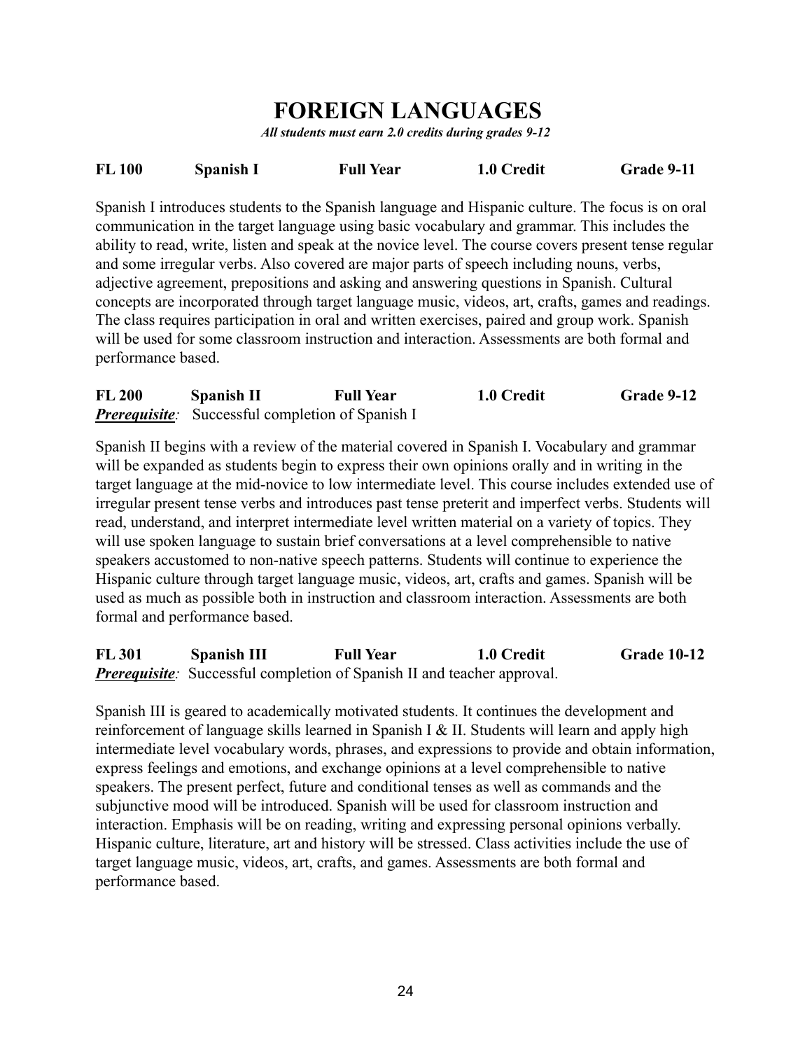# FOREIGN LANGUAGES

*All students must earn 2.0 credits during grades 9-12*

**FL 100 Spanish I Full Year 1.0 Credit Grade 9-11**

Spanish I introduces students to the Spanish language and Hispanic culture. The focus is on oral communication in the target language using basic vocabulary and grammar. This includes the ability to read, write, listen and speak at the novice level. The course covers present tense regular and some irregular verbs. Also covered are major parts of speech including nouns, verbs, adjective agreement, prepositions and asking and answering questions in Spanish. Cultural concepts are incorporated through target language music, videos, art, crafts, games and readings. The class requires participation in oral and written exercises, paired and group work. Spanish will be used for some classroom instruction and interaction. Assessments are both formal and performance based.

**FL 200 Spanish II Full Year 1.0 Credit Grade 9-12**
***Prerequisite****:* Successful completion of Spanish I

Spanish II begins with a review of the material covered in Spanish I. Vocabulary and grammar will be expanded as students begin to express their own opinions orally and in writing in the target language at the mid-novice to low intermediate level. This course includes extended use of irregular present tense verbs and introduces past tense preterit and imperfect verbs. Students will read, understand, and interpret intermediate level written material on a variety of topics. They will use spoken language to sustain brief conversations at a level comprehensible to native speakers accustomed to non-native speech patterns. Students will continue to experience the Hispanic culture through target language music, videos, art, crafts and games. Spanish will be used as much as possible both in instruction and classroom interaction. Assessments are both formal and performance based.

**FL 301 Spanish III Full Year 1.0 Credit Grade 10-12**
***Prerequisite****:* Successful completion of Spanish II and teacher approval.

Spanish III is geared to academically motivated students. It continues the development and reinforcement of language skills learned in Spanish I & II. Students will learn and apply high intermediate level vocabulary words, phrases, and expressions to provide and obtain information, express feelings and emotions, and exchange opinions at a level comprehensible to native speakers. The present perfect, future and conditional tenses as well as commands and the subjunctive mood will be introduced. Spanish will be used for classroom instruction and interaction. Emphasis will be on reading, writing and expressing personal opinions verbally. Hispanic culture, literature, art and history will be stressed. Class activities include the use of target language music, videos, art, crafts, and games. Assessments are both formal and performance based.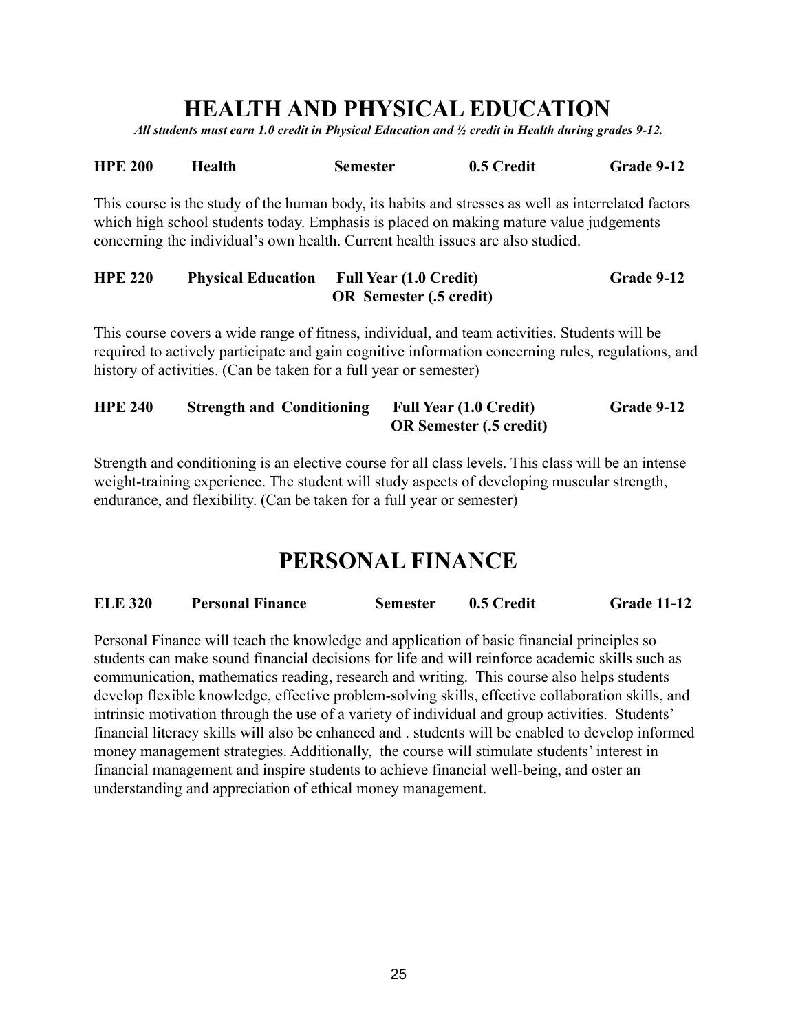# HEALTH AND PHYSICAL EDUCATION

***All students must earn 1.0 credit in Physical Education and ½ credit in Health during grades 9-12.***

**HPE 200 Health Semester 0.5 Credit Grade 9-12**

This course is the study of the human body, its habits and stresses as well as interrelated factors which high school students today. Emphasis is placed on making mature value judgements concerning the individual's own health. Current health issues are also studied.

**HPE 220 Physical Education Full Year (1.0 Credit) OR Semester (.5 credit) Grade 9-12**

This course covers a wide range of fitness, individual, and team activities. Students will be required to actively participate and gain cognitive information concerning rules, regulations, and history of activities. (Can be taken for a full year or semester)

**HPE 240 Strength and Conditioning Full Year (1.0 Credit) OR Semester (.5 credit) Grade 9-12**

Strength and conditioning is an elective course for all class levels. This class will be an intense weight-training experience. The student will study aspects of developing muscular strength, endurance, and flexibility. (Can be taken for a full year or semester)

# PERSONAL FINANCE

**ELE 320 Personal Finance Semester 0.5 Credit Grade 11-12**

Personal Finance will teach the knowledge and application of basic financial principles so students can make sound financial decisions for life and will reinforce academic skills such as communication, mathematics reading, research and writing. This course also helps students develop flexible knowledge, effective problem-solving skills, effective collaboration skills, and intrinsic motivation through the use of a variety of individual and group activities. Students' financial literacy skills will also be enhanced and . students will be enabled to develop informed money management strategies. Additionally, the course will stimulate students' interest in financial management and inspire students to achieve financial well-being, and oster an understanding and appreciation of ethical money management.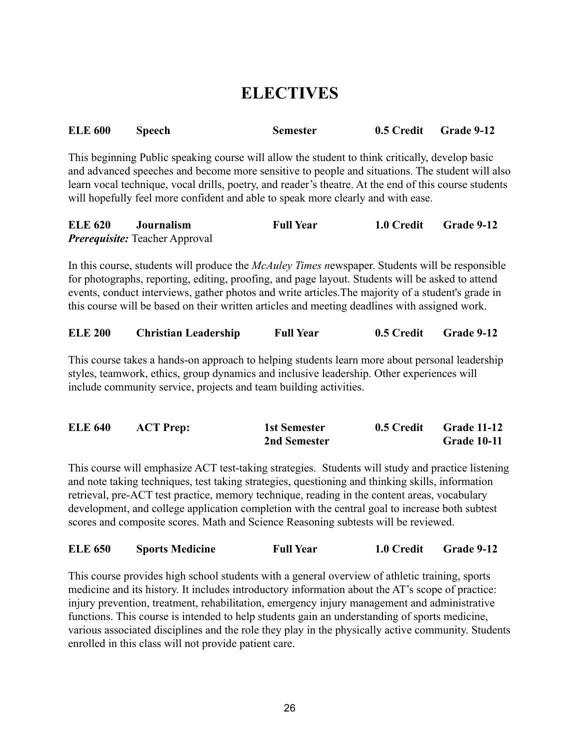# ELECTIVES

**ELE 600 Speech Semester 0.5 Credit Grade 9-12**

This beginning Public speaking course will allow the student to think critically, develop basic and advanced speeches and become more sensitive to people and situations. The student will also learn vocal technique, vocal drills, poetry, and reader's theatre. At the end of this course students will hopefully feel more confident and able to speak more clearly and with ease.

**ELE 620 Journalism Full Year 1.0 Credit Grade 9-12**
***Prerequisite:*** Teacher Approval

In this course, students will produce the *McAuley Times n*ewspaper. Students will be responsible for photographs, reporting, editing, proofing, and page layout. Students will be asked to attend events, conduct interviews, gather photos and write articles.The majority of a student's grade in this course will be based on their written articles and meeting deadlines with assigned work.

**ELE 200 Christian Leadership Full Year 0.5 Credit Grade 9-12**

This course takes a hands-on approach to helping students learn more about personal leadership styles, teamwork, ethics, group dynamics and inclusive leadership. Other experiences will include community service, projects and team building activities.

**ELE 640 ACT Prep: 1st Semester 0.5 Credit Grade 11-12**
**2nd Semester Grade 10-11**

This course will emphasize ACT test-taking strategies. Students will study and practice listening and note taking techniques, test taking strategies, questioning and thinking skills, information retrieval, pre-ACT test practice, memory technique, reading in the content areas, vocabulary development, and college application completion with the central goal to increase both subtest scores and composite scores. Math and Science Reasoning subtests will be reviewed.

**ELE 650 Sports Medicine Full Year 1.0 Credit Grade 9-12**

This course provides high school students with a general overview of athletic training, sports medicine and its history. It includes introductory information about the AT's scope of practice: injury prevention, treatment, rehabilitation, emergency injury management and administrative functions. This course is intended to help students gain an understanding of sports medicine, various associated disciplines and the role they play in the physically active community. Students enrolled in this class will not provide patient care.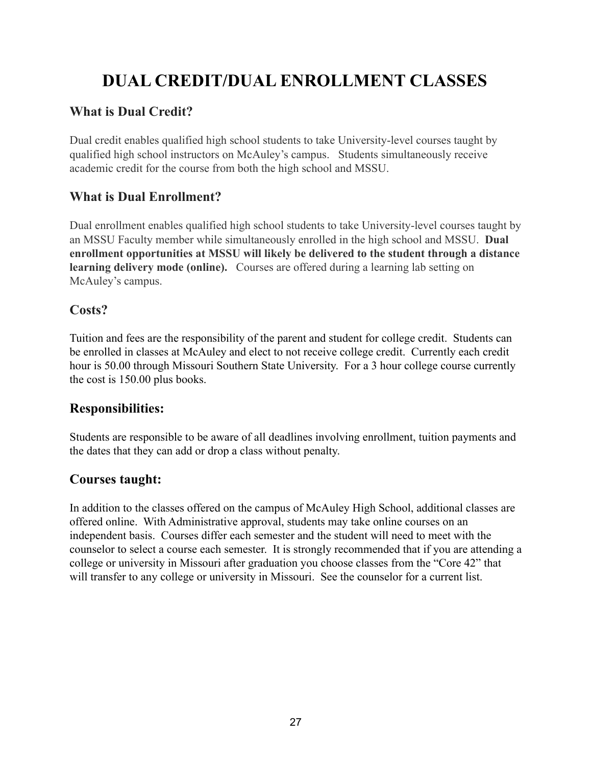# DUAL CREDIT/DUAL ENROLLMENT CLASSES

## What is Dual Credit?

Dual credit enables qualified high school students to take University-level courses taught by qualified high school instructors on McAuley's campus. Students simultaneously receive academic credit for the course from both the high school and MSSU.

## What is Dual Enrollment?

Dual enrollment enables qualified high school students to take University-level courses taught by an MSSU Faculty member while simultaneously enrolled in the high school and MSSU. **Dual enrollment opportunities at MSSU will likely be delivered to the student through a distance learning delivery mode (online).** Courses are offered during a learning lab setting on McAuley's campus.

## Costs?

Tuition and fees are the responsibility of the parent and student for college credit. Students can be enrolled in classes at McAuley and elect to not receive college credit. Currently each credit hour is 50.00 through Missouri Southern State University. For a 3 hour college course currently the cost is 150.00 plus books.

## Responsibilities:

Students are responsible to be aware of all deadlines involving enrollment, tuition payments and the dates that they can add or drop a class without penalty.

## Courses taught:

In addition to the classes offered on the campus of McAuley High School, additional classes are offered online. With Administrative approval, students may take online courses on an independent basis. Courses differ each semester and the student will need to meet with the counselor to select a course each semester. It is strongly recommended that if you are attending a college or university in Missouri after graduation you choose classes from the "Core 42" that will transfer to any college or university in Missouri. See the counselor for a current list.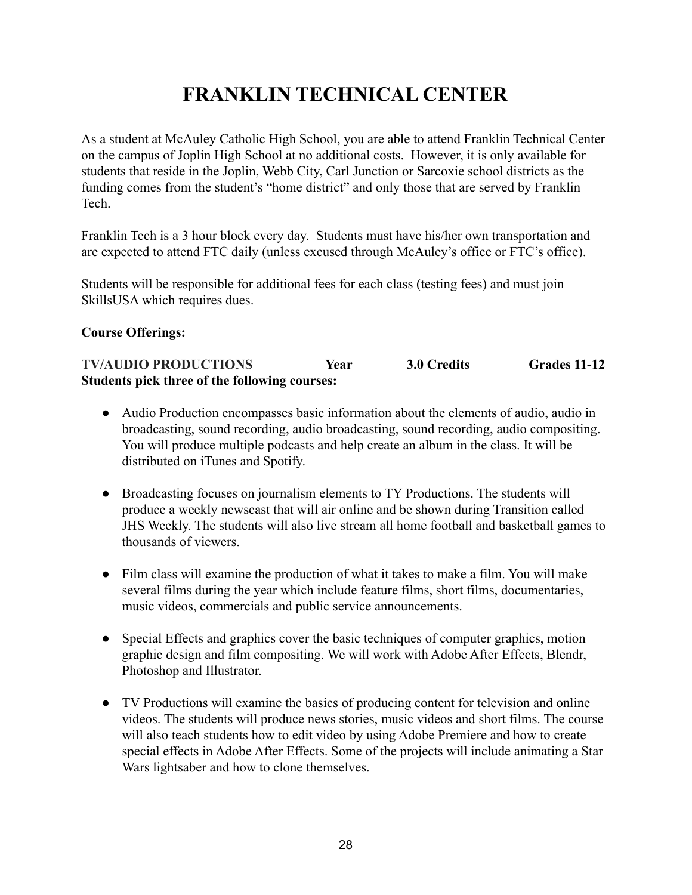# FRANKLIN TECHNICAL CENTER

As a student at McAuley Catholic High School, you are able to attend Franklin Technical Center on the campus of Joplin High School at no additional costs. However, it is only available for students that reside in the Joplin, Webb City, Carl Junction or Sarcoxie school districts as the funding comes from the student's "home district" and only those that are served by Franklin Tech.

Franklin Tech is a 3 hour block every day. Students must have his/her own transportation and are expected to attend FTC daily (unless excused through McAuley's office or FTC's office).

Students will be responsible for additional fees for each class (testing fees) and must join SkillsUSA which requires dues.

**Course Offerings:**

**TV/AUDIO PRODUCTIONS Year 3.0 Credits Grades 11-12**
**Students pick three of the following courses:**

- Audio Production encompasses basic information about the elements of audio, audio in broadcasting, sound recording, audio broadcasting, sound recording, audio compositing. You will produce multiple podcasts and help create an album in the class. It will be distributed on iTunes and Spotify.

- Broadcasting focuses on journalism elements to TY Productions. The students will produce a weekly newscast that will air online and be shown during Transition called JHS Weekly. The students will also live stream all home football and basketball games to thousands of viewers.

- Film class will examine the production of what it takes to make a film. You will make several films during the year which include feature films, short films, documentaries, music videos, commercials and public service announcements.

- Special Effects and graphics cover the basic techniques of computer graphics, motion graphic design and film compositing. We will work with Adobe After Effects, Blendr, Photoshop and Illustrator.

- TV Productions will examine the basics of producing content for television and online videos. The students will produce news stories, music videos and short films. The course will also teach students how to edit video by using Adobe Premiere and how to create special effects in Adobe After Effects. Some of the projects will include animating a Star Wars lightsaber and how to clone themselves.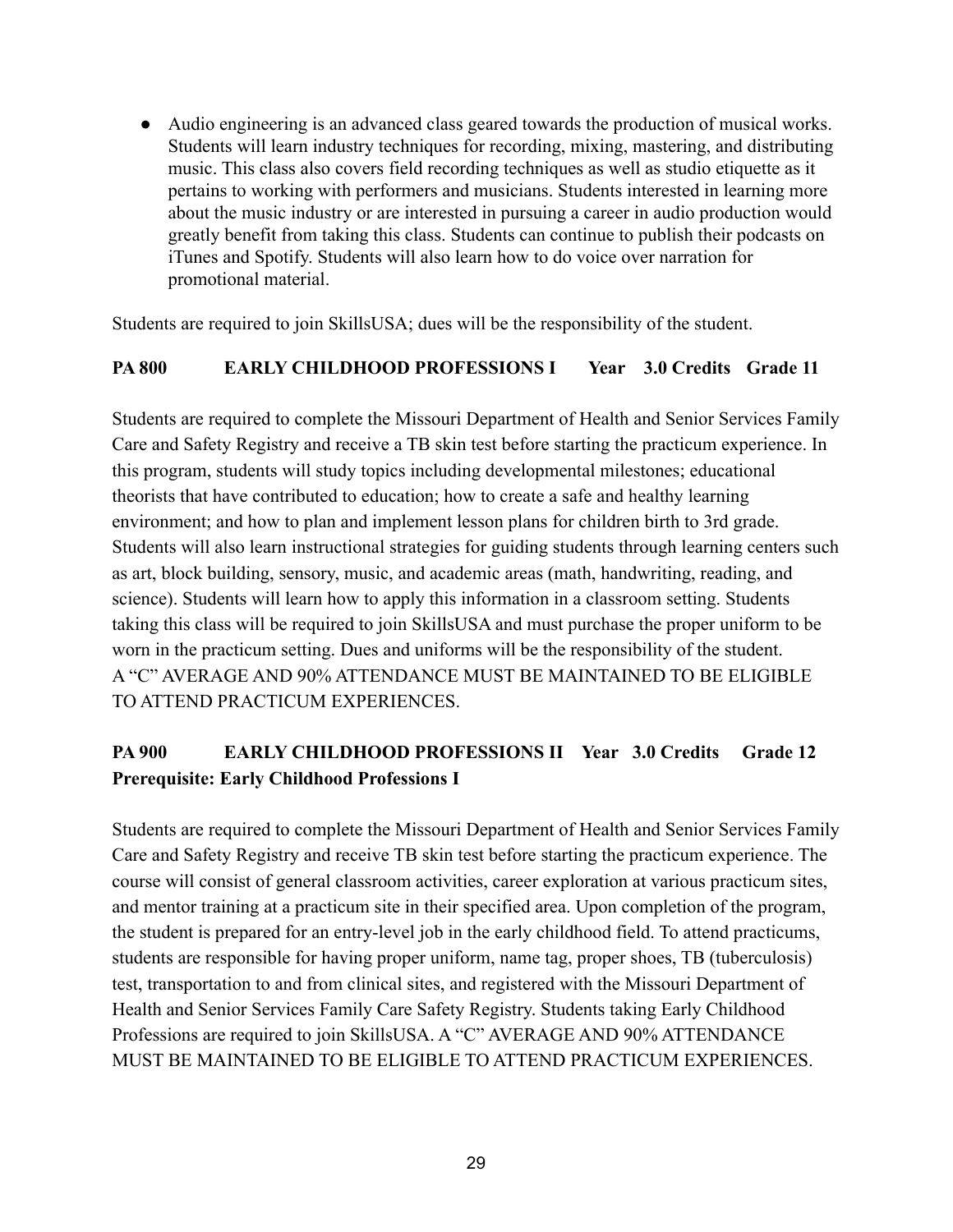- Audio engineering is an advanced class geared towards the production of musical works. Students will learn industry techniques for recording, mixing, mastering, and distributing music. This class also covers field recording techniques as well as studio etiquette as it pertains to working with performers and musicians. Students interested in learning more about the music industry or are interested in pursuing a career in audio production would greatly benefit from taking this class. Students can continue to publish their podcasts on iTunes and Spotify. Students will also learn how to do voice over narration for promotional material.

Students are required to join SkillsUSA; dues will be the responsibility of the student.

**PA 800 EARLY CHILDHOOD PROFESSIONS I Year 3.0 Credits Grade 11**

Students are required to complete the Missouri Department of Health and Senior Services Family Care and Safety Registry and receive a TB skin test before starting the practicum experience. In this program, students will study topics including developmental milestones; educational theorists that have contributed to education; how to create a safe and healthy learning environment; and how to plan and implement lesson plans for children birth to 3rd grade. Students will also learn instructional strategies for guiding students through learning centers such as art, block building, sensory, music, and academic areas (math, handwriting, reading, and science). Students will learn how to apply this information in a classroom setting. Students taking this class will be required to join SkillsUSA and must purchase the proper uniform to be worn in the practicum setting. Dues and uniforms will be the responsibility of the student. A "C" AVERAGE AND 90% ATTENDANCE MUST BE MAINTAINED TO BE ELIGIBLE TO ATTEND PRACTICUM EXPERIENCES.

**PA 900 EARLY CHILDHOOD PROFESSIONS II Year 3.0 Credits Grade 12**
**Prerequisite: Early Childhood Professions I**

Students are required to complete the Missouri Department of Health and Senior Services Family Care and Safety Registry and receive TB skin test before starting the practicum experience. The course will consist of general classroom activities, career exploration at various practicum sites, and mentor training at a practicum site in their specified area. Upon completion of the program, the student is prepared for an entry-level job in the early childhood field. To attend practicums, students are responsible for having proper uniform, name tag, proper shoes, TB (tuberculosis) test, transportation to and from clinical sites, and registered with the Missouri Department of Health and Senior Services Family Care Safety Registry. Students taking Early Childhood Professions are required to join SkillsUSA. A "C" AVERAGE AND 90% ATTENDANCE MUST BE MAINTAINED TO BE ELIGIBLE TO ATTEND PRACTICUM EXPERIENCES.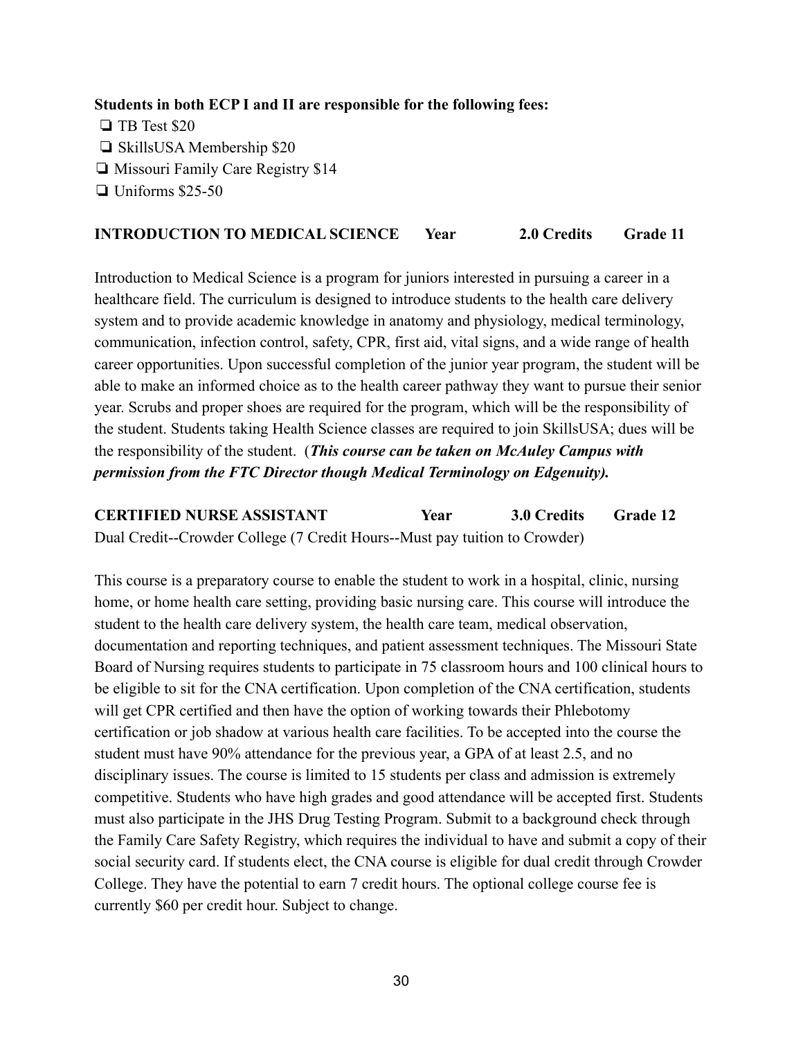**Students in both ECP I and II are responsible for the following fees:**

- ❏ TB Test $20
- ❏ SkillsUSA Membership $20
- ❏ Missouri Family Care Registry $14
- ❏ Uniforms $25-50

**INTRODUCTION TO MEDICAL SCIENCE Year 2.0 Credits Grade 11**

Introduction to Medical Science is a program for juniors interested in pursuing a career in a healthcare field. The curriculum is designed to introduce students to the health care delivery system and to provide academic knowledge in anatomy and physiology, medical terminology, communication, infection control, safety, CPR, first aid, vital signs, and a wide range of health career opportunities. Upon successful completion of the junior year program, the student will be able to make an informed choice as to the health career pathway they want to pursue their senior year. Scrubs and proper shoes are required for the program, which will be the responsibility of the student. Students taking Health Science classes are required to join SkillsUSA; dues will be the responsibility of the student. (***This course can be taken on McAuley Campus with permission from the FTC Director though Medical Terminology on Edgenuity).***

**CERTIFIED NURSE ASSISTANT Year 3.0 Credits Grade 12**

Dual Credit--Crowder College (7 Credit Hours--Must pay tuition to Crowder)

This course is a preparatory course to enable the student to work in a hospital, clinic, nursing home, or home health care setting, providing basic nursing care. This course will introduce the student to the health care delivery system, the health care team, medical observation, documentation and reporting techniques, and patient assessment techniques. The Missouri State Board of Nursing requires students to participate in 75 classroom hours and 100 clinical hours to be eligible to sit for the CNA certification. Upon completion of the CNA certification, students will get CPR certified and then have the option of working towards their Phlebotomy certification or job shadow at various health care facilities. To be accepted into the course the student must have 90% attendance for the previous year, a GPA of at least 2.5, and no disciplinary issues. The course is limited to 15 students per class and admission is extremely competitive. Students who have high grades and good attendance will be accepted first. Students must also participate in the JHS Drug Testing Program. Submit to a background check through the Family Care Safety Registry, which requires the individual to have and submit a copy of their social security card. If students elect, the CNA course is eligible for dual credit through Crowder College. They have the potential to earn 7 credit hours. The optional college course fee is currently $60 per credit hour. Subject to change.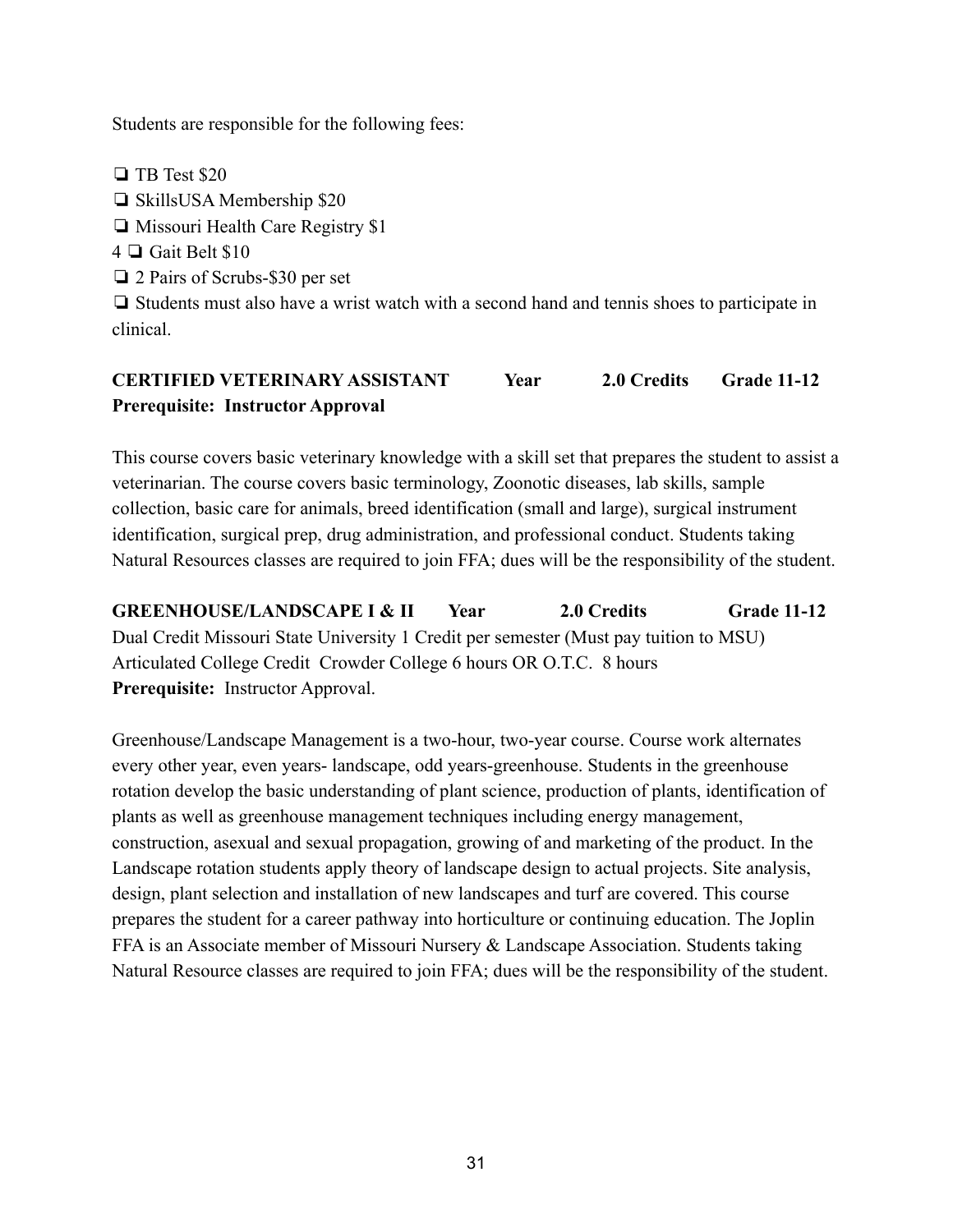Students are responsible for the following fees:

- ❏ TB Test $20
- ❏ SkillsUSA Membership $20
- ❏ Missouri Health Care Registry $1

4 ❏ Gait Belt $10

- ❏ 2 Pairs of Scrubs-$30 per set
- ❏ Students must also have a wrist watch with a second hand and tennis shoes to participate in clinical.

**CERTIFIED VETERINARY ASSISTANT Year 2.0 Credits Grade 11-12**
**Prerequisite: Instructor Approval**

This course covers basic veterinary knowledge with a skill set that prepares the student to assist a veterinarian. The course covers basic terminology, Zoonotic diseases, lab skills, sample collection, basic care for animals, breed identification (small and large), surgical instrument identification, surgical prep, drug administration, and professional conduct. Students taking Natural Resources classes are required to join FFA; dues will be the responsibility of the student.

**GREENHOUSE/LANDSCAPE I & II Year 2.0 Credits Grade 11-12**
Dual Credit Missouri State University 1 Credit per semester (Must pay tuition to MSU)
Articulated College Credit Crowder College 6 hours OR O.T.C. 8 hours
**Prerequisite:** Instructor Approval.

Greenhouse/Landscape Management is a two-hour, two-year course. Course work alternates every other year, even years- landscape, odd years-greenhouse. Students in the greenhouse rotation develop the basic understanding of plant science, production of plants, identification of plants as well as greenhouse management techniques including energy management, construction, asexual and sexual propagation, growing of and marketing of the product. In the Landscape rotation students apply theory of landscape design to actual projects. Site analysis, design, plant selection and installation of new landscapes and turf are covered. This course prepares the student for a career pathway into horticulture or continuing education. The Joplin FFA is an Associate member of Missouri Nursery & Landscape Association. Students taking Natural Resource classes are required to join FFA; dues will be the responsibility of the student.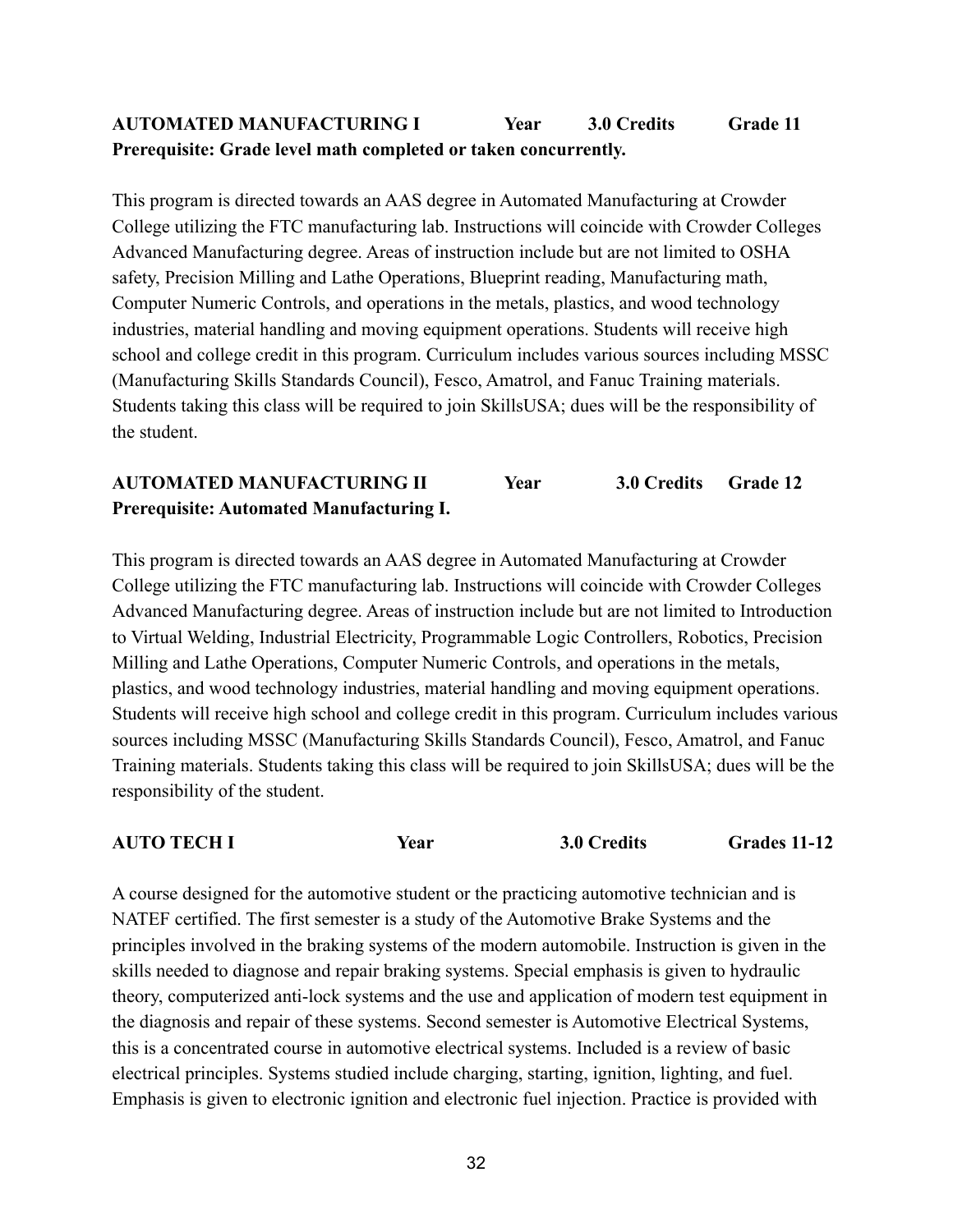**AUTOMATED MANUFACTURING I** | **Year** | **3.0 Credits** | **Grade 11**

**Prerequisite: Grade level math completed or taken concurrently.**

This program is directed towards an AAS degree in Automated Manufacturing at Crowder College utilizing the FTC manufacturing lab. Instructions will coincide with Crowder Colleges Advanced Manufacturing degree. Areas of instruction include but are not limited to OSHA safety, Precision Milling and Lathe Operations, Blueprint reading, Manufacturing math, Computer Numeric Controls, and operations in the metals, plastics, and wood technology industries, material handling and moving equipment operations. Students will receive high school and college credit in this program. Curriculum includes various sources including MSSC (Manufacturing Skills Standards Council), Fesco, Amatrol, and Fanuc Training materials. Students taking this class will be required to join SkillsUSA; dues will be the responsibility of the student.

**AUTOMATED MANUFACTURING II** | **Year** | **3.0 Credits** | **Grade 12**

**Prerequisite: Automated Manufacturing I.**

This program is directed towards an AAS degree in Automated Manufacturing at Crowder College utilizing the FTC manufacturing lab. Instructions will coincide with Crowder Colleges Advanced Manufacturing degree. Areas of instruction include but are not limited to Introduction to Virtual Welding, Industrial Electricity, Programmable Logic Controllers, Robotics, Precision Milling and Lathe Operations, Computer Numeric Controls, and operations in the metals, plastics, and wood technology industries, material handling and moving equipment operations. Students will receive high school and college credit in this program. Curriculum includes various sources including MSSC (Manufacturing Skills Standards Council), Fesco, Amatrol, and Fanuc Training materials. Students taking this class will be required to join SkillsUSA; dues will be the responsibility of the student.

**AUTO TECH I** | **Year** | **3.0 Credits** | **Grades 11-12**

A course designed for the automotive student or the practicing automotive technician and is NATEF certified. The first semester is a study of the Automotive Brake Systems and the principles involved in the braking systems of the modern automobile. Instruction is given in the skills needed to diagnose and repair braking systems. Special emphasis is given to hydraulic theory, computerized anti-lock systems and the use and application of modern test equipment in the diagnosis and repair of these systems. Second semester is Automotive Electrical Systems, this is a concentrated course in automotive electrical systems. Included is a review of basic electrical principles. Systems studied include charging, starting, ignition, lighting, and fuel. Emphasis is given to electronic ignition and electronic fuel injection. Practice is provided with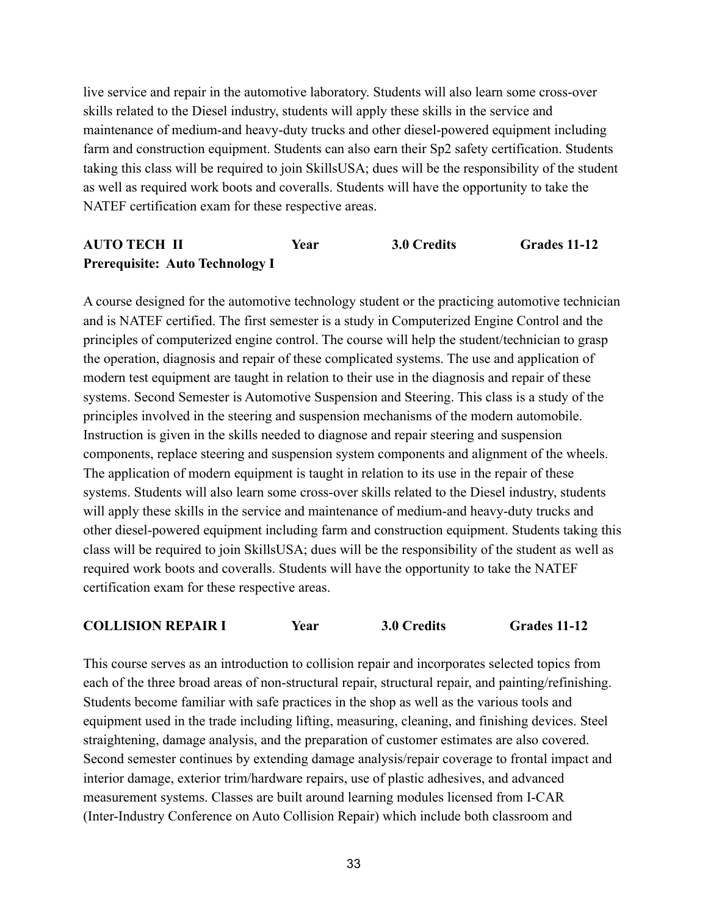live service and repair in the automotive laboratory. Students will also learn some cross-over skills related to the Diesel industry, students will apply these skills in the service and maintenance of medium-and heavy-duty trucks and other diesel-powered equipment including farm and construction equipment. Students can also earn their Sp2 safety certification. Students taking this class will be required to join SkillsUSA; dues will be the responsibility of the student as well as required work boots and coveralls. Students will have the opportunity to take the NATEF certification exam for these respective areas.

**AUTO TECH II Year 3.0 Credits Grades 11-12**
**Prerequisite: Auto Technology I**

A course designed for the automotive technology student or the practicing automotive technician and is NATEF certified. The first semester is a study in Computerized Engine Control and the principles of computerized engine control. The course will help the student/technician to grasp the operation, diagnosis and repair of these complicated systems. The use and application of modern test equipment are taught in relation to their use in the diagnosis and repair of these systems. Second Semester is Automotive Suspension and Steering. This class is a study of the principles involved in the steering and suspension mechanisms of the modern automobile. Instruction is given in the skills needed to diagnose and repair steering and suspension components, replace steering and suspension system components and alignment of the wheels. The application of modern equipment is taught in relation to its use in the repair of these systems. Students will also learn some cross-over skills related to the Diesel industry, students will apply these skills in the service and maintenance of medium-and heavy-duty trucks and other diesel-powered equipment including farm and construction equipment. Students taking this class will be required to join SkillsUSA; dues will be the responsibility of the student as well as required work boots and coveralls. Students will have the opportunity to take the NATEF certification exam for these respective areas.

**COLLISION REPAIR I Year 3.0 Credits Grades 11-12**

This course serves as an introduction to collision repair and incorporates selected topics from each of the three broad areas of non-structural repair, structural repair, and painting/refinishing. Students become familiar with safe practices in the shop as well as the various tools and equipment used in the trade including lifting, measuring, cleaning, and finishing devices. Steel straightening, damage analysis, and the preparation of customer estimates are also covered. Second semester continues by extending damage analysis/repair coverage to frontal impact and interior damage, exterior trim/hardware repairs, use of plastic adhesives, and advanced measurement systems. Classes are built around learning modules licensed from I-CAR (Inter-Industry Conference on Auto Collision Repair) which include both classroom and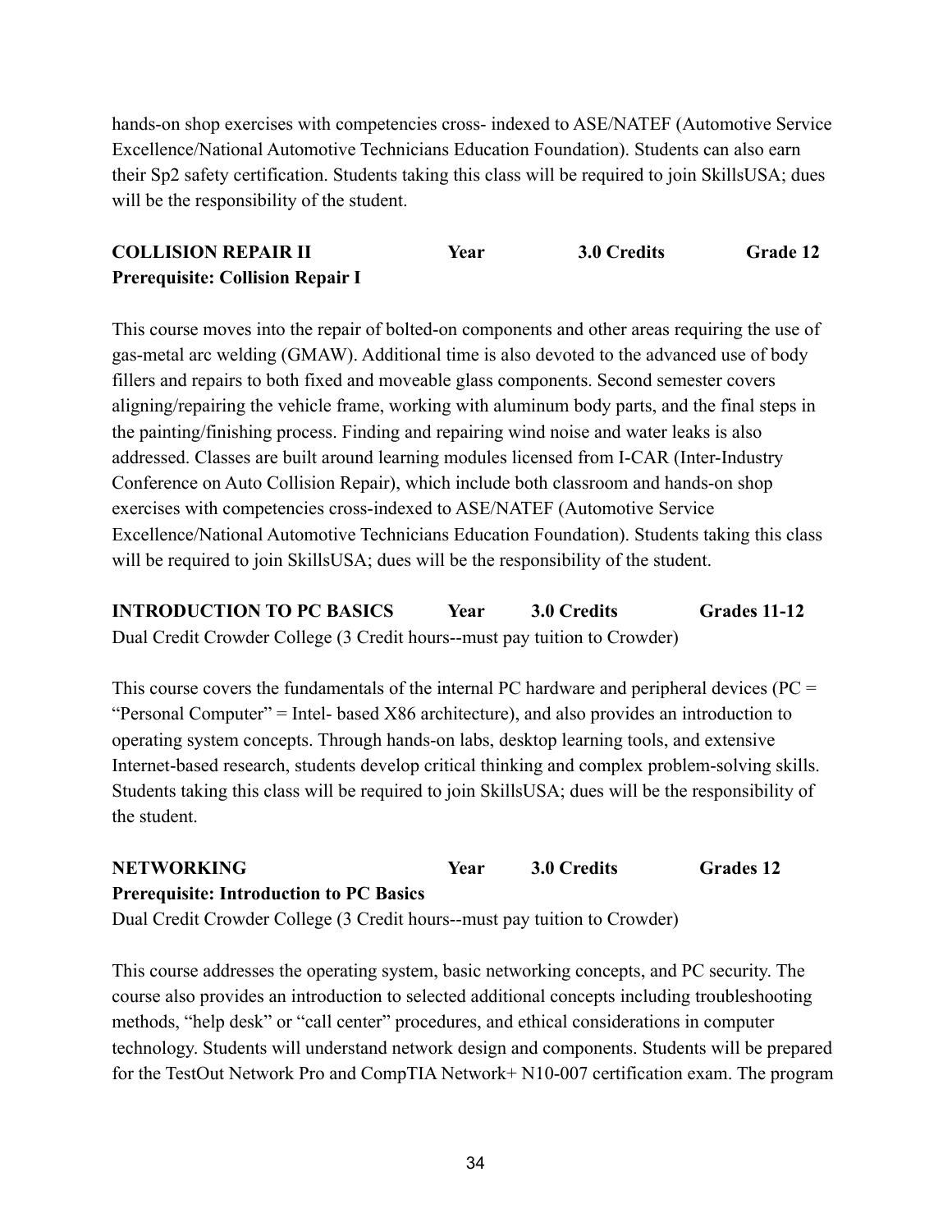hands-on shop exercises with competencies cross- indexed to ASE/NATEF (Automotive Service Excellence/National Automotive Technicians Education Foundation). Students can also earn their Sp2 safety certification. Students taking this class will be required to join SkillsUSA; dues will be the responsibility of the student.

**COLLISION REPAIR II** **Year** **3.0 Credits** **Grade 12**
**Prerequisite: Collision Repair I**

This course moves into the repair of bolted-on components and other areas requiring the use of gas-metal arc welding (GMAW). Additional time is also devoted to the advanced use of body fillers and repairs to both fixed and moveable glass components. Second semester covers aligning/repairing the vehicle frame, working with aluminum body parts, and the final steps in the painting/finishing process. Finding and repairing wind noise and water leaks is also addressed. Classes are built around learning modules licensed from I-CAR (Inter-Industry Conference on Auto Collision Repair), which include both classroom and hands-on shop exercises with competencies cross-indexed to ASE/NATEF (Automotive Service Excellence/National Automotive Technicians Education Foundation). Students taking this class will be required to join SkillsUSA; dues will be the responsibility of the student.

**INTRODUCTION TO PC BASICS** **Year** **3.0 Credits** **Grades 11-12**
Dual Credit Crowder College (3 Credit hours--must pay tuition to Crowder)

This course covers the fundamentals of the internal PC hardware and peripheral devices (PC = "Personal Computer" = Intel- based X86 architecture), and also provides an introduction to operating system concepts. Through hands-on labs, desktop learning tools, and extensive Internet-based research, students develop critical thinking and complex problem-solving skills. Students taking this class will be required to join SkillsUSA; dues will be the responsibility of the student.

**NETWORKING** **Year** **3.0 Credits** **Grades 12**
**Prerequisite: Introduction to PC Basics**
Dual Credit Crowder College (3 Credit hours--must pay tuition to Crowder)

This course addresses the operating system, basic networking concepts, and PC security. The course also provides an introduction to selected additional concepts including troubleshooting methods, "help desk" or "call center" procedures, and ethical considerations in computer technology. Students will understand network design and components. Students will be prepared for the TestOut Network Pro and CompTIA Network+ N10-007 certification exam. The program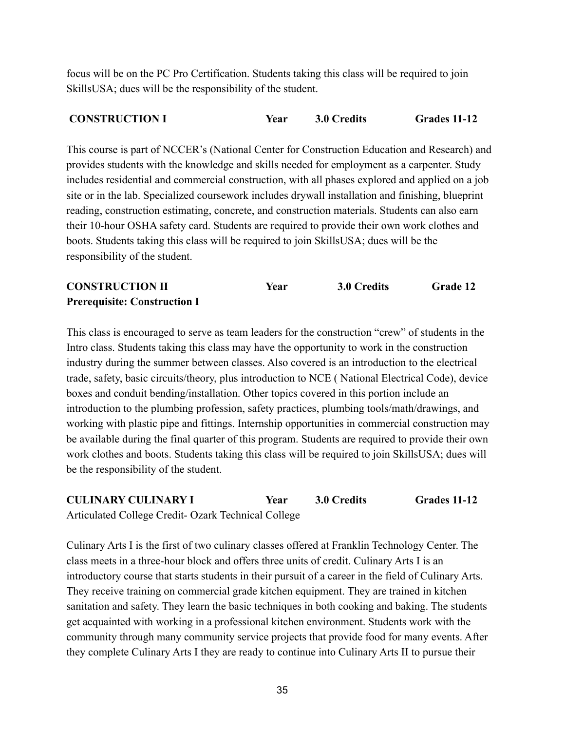focus will be on the PC Pro Certification. Students taking this class will be required to join SkillsUSA; dues will be the responsibility of the student.

**CONSTRUCTION I** **Year** **3.0 Credits** **Grades 11-12**

This course is part of NCCER's (National Center for Construction Education and Research) and provides students with the knowledge and skills needed for employment as a carpenter. Study includes residential and commercial construction, with all phases explored and applied on a job site or in the lab. Specialized coursework includes drywall installation and finishing, blueprint reading, construction estimating, concrete, and construction materials. Students can also earn their 10-hour OSHA safety card. Students are required to provide their own work clothes and boots. Students taking this class will be required to join SkillsUSA; dues will be the responsibility of the student.

**CONSTRUCTION II** **Year** **3.0 Credits** **Grade 12**
**Prerequisite: Construction I**

This class is encouraged to serve as team leaders for the construction "crew" of students in the Intro class. Students taking this class may have the opportunity to work in the construction industry during the summer between classes. Also covered is an introduction to the electrical trade, safety, basic circuits/theory, plus introduction to NCE ( National Electrical Code), device boxes and conduit bending/installation. Other topics covered in this portion include an introduction to the plumbing profession, safety practices, plumbing tools/math/drawings, and working with plastic pipe and fittings. Internship opportunities in commercial construction may be available during the final quarter of this program. Students are required to provide their own work clothes and boots. Students taking this class will be required to join SkillsUSA; dues will be the responsibility of the student.

**CULINARY CULINARY I** **Year** **3.0 Credits** **Grades 11-12**
Articulated College Credit- Ozark Technical College

Culinary Arts I is the first of two culinary classes offered at Franklin Technology Center. The class meets in a three-hour block and offers three units of credit. Culinary Arts I is an introductory course that starts students in their pursuit of a career in the field of Culinary Arts. They receive training on commercial grade kitchen equipment. They are trained in kitchen sanitation and safety. They learn the basic techniques in both cooking and baking. The students get acquainted with working in a professional kitchen environment. Students work with the community through many community service projects that provide food for many events. After they complete Culinary Arts I they are ready to continue into Culinary Arts II to pursue their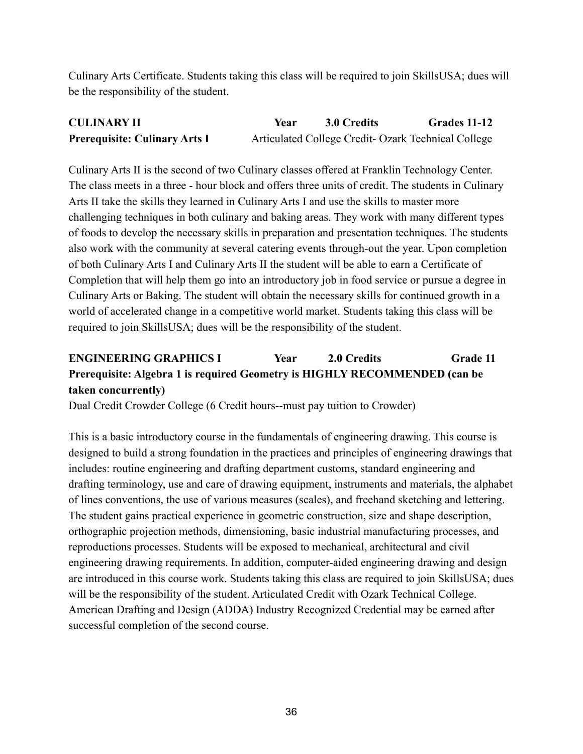Culinary Arts Certificate. Students taking this class will be required to join SkillsUSA; dues will be the responsibility of the student.

**CULINARY II** **Year** **3.0 Credits** **Grades 11-12**
**Prerequisite: Culinary Arts I** Articulated College Credit- Ozark Technical College

Culinary Arts II is the second of two Culinary classes offered at Franklin Technology Center. The class meets in a three - hour block and offers three units of credit. The students in Culinary Arts II take the skills they learned in Culinary Arts I and use the skills to master more challenging techniques in both culinary and baking areas. They work with many different types of foods to develop the necessary skills in preparation and presentation techniques. The students also work with the community at several catering events through-out the year. Upon completion of both Culinary Arts I and Culinary Arts II the student will be able to earn a Certificate of Completion that will help them go into an introductory job in food service or pursue a degree in Culinary Arts or Baking. The student will obtain the necessary skills for continued growth in a world of accelerated change in a competitive world market. Students taking this class will be required to join SkillsUSA; dues will be the responsibility of the student.

**ENGINEERING GRAPHICS I** **Year** **2.0 Credits** **Grade 11**
**Prerequisite: Algebra 1 is required Geometry is HIGHLY RECOMMENDED (can be taken concurrently)**
Dual Credit Crowder College (6 Credit hours--must pay tuition to Crowder)

This is a basic introductory course in the fundamentals of engineering drawing. This course is designed to build a strong foundation in the practices and principles of engineering drawings that includes: routine engineering and drafting department customs, standard engineering and drafting terminology, use and care of drawing equipment, instruments and materials, the alphabet of lines conventions, the use of various measures (scales), and freehand sketching and lettering. The student gains practical experience in geometric construction, size and shape description, orthographic projection methods, dimensioning, basic industrial manufacturing processes, and reproductions processes. Students will be exposed to mechanical, architectural and civil engineering drawing requirements. In addition, computer-aided engineering drawing and design are introduced in this course work. Students taking this class are required to join SkillsUSA; dues will be the responsibility of the student. Articulated Credit with Ozark Technical College. American Drafting and Design (ADDA) Industry Recognized Credential may be earned after successful completion of the second course.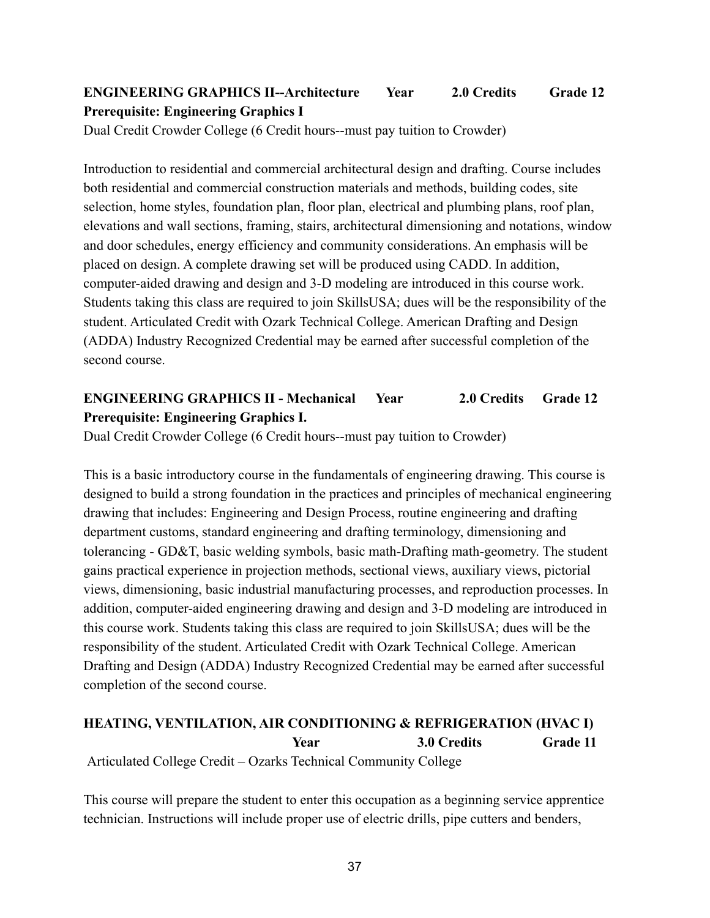**ENGINEERING GRAPHICS II--Architecture Year 2.0 Credits Grade 12**
**Prerequisite: Engineering Graphics I**
Dual Credit Crowder College (6 Credit hours--must pay tuition to Crowder)

Introduction to residential and commercial architectural design and drafting. Course includes both residential and commercial construction materials and methods, building codes, site selection, home styles, foundation plan, floor plan, electrical and plumbing plans, roof plan, elevations and wall sections, framing, stairs, architectural dimensioning and notations, window and door schedules, energy efficiency and community considerations. An emphasis will be placed on design. A complete drawing set will be produced using CADD. In addition, computer-aided drawing and design and 3-D modeling are introduced in this course work. Students taking this class are required to join SkillsUSA; dues will be the responsibility of the student. Articulated Credit with Ozark Technical College. American Drafting and Design (ADDA) Industry Recognized Credential may be earned after successful completion of the second course.

**ENGINEERING GRAPHICS II - Mechanical Year 2.0 Credits Grade 12**
**Prerequisite: Engineering Graphics I.**
Dual Credit Crowder College (6 Credit hours--must pay tuition to Crowder)

This is a basic introductory course in the fundamentals of engineering drawing. This course is designed to build a strong foundation in the practices and principles of mechanical engineering drawing that includes: Engineering and Design Process, routine engineering and drafting department customs, standard engineering and drafting terminology, dimensioning and tolerancing - GD&T, basic welding symbols, basic math-Drafting math-geometry. The student gains practical experience in projection methods, sectional views, auxiliary views, pictorial views, dimensioning, basic industrial manufacturing processes, and reproduction processes. In addition, computer-aided engineering drawing and design and 3-D modeling are introduced in this course work. Students taking this class are required to join SkillsUSA; dues will be the responsibility of the student. Articulated Credit with Ozark Technical College. American Drafting and Design (ADDA) Industry Recognized Credential may be earned after successful completion of the second course.

**HEATING, VENTILATION, AIR CONDITIONING & REFRIGERATION (HVAC I)**
**Year 3.0 Credits Grade 11**
Articulated College Credit – Ozarks Technical Community College

This course will prepare the student to enter this occupation as a beginning service apprentice technician. Instructions will include proper use of electric drills, pipe cutters and benders,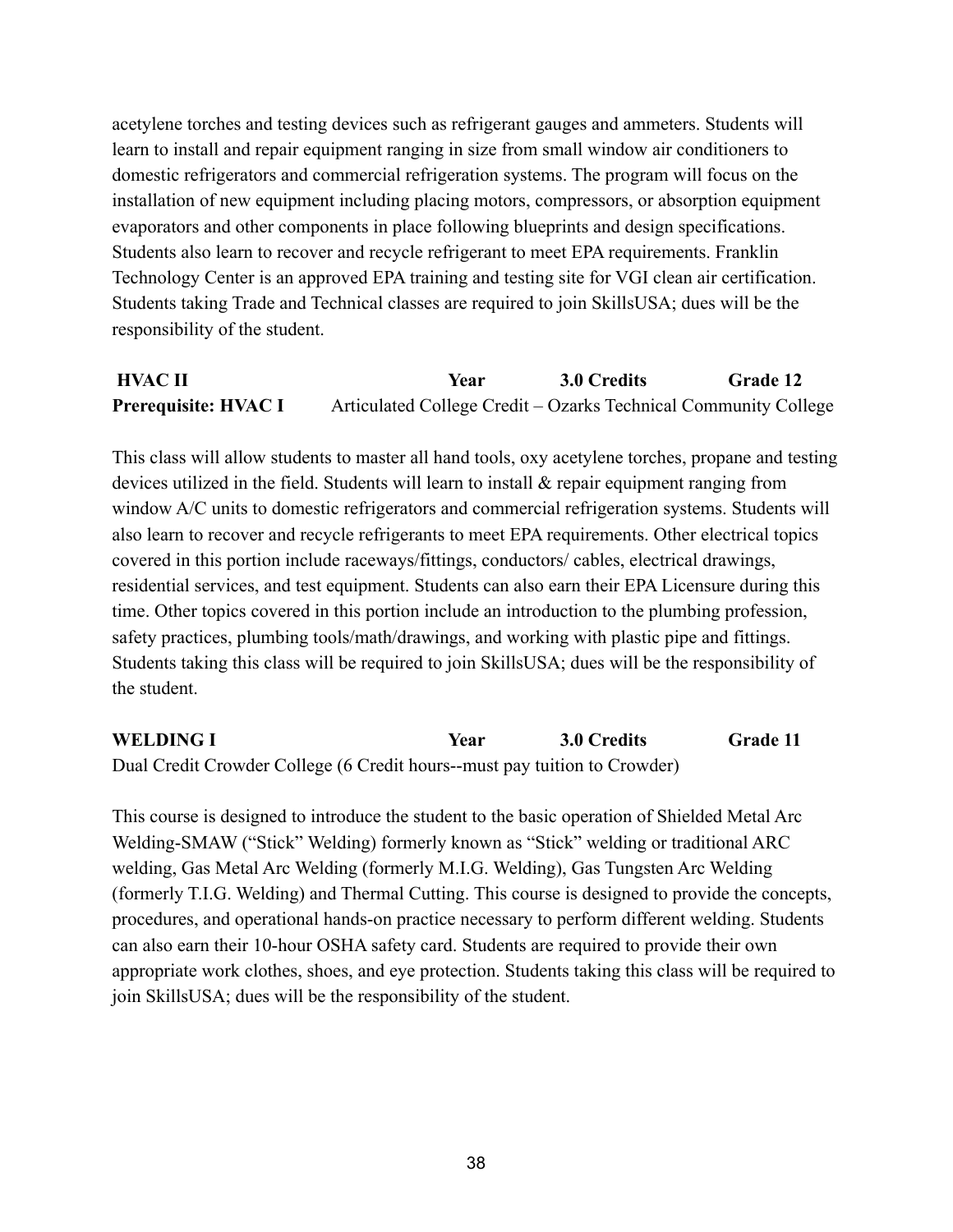acetylene torches and testing devices such as refrigerant gauges and ammeters. Students will learn to install and repair equipment ranging in size from small window air conditioners to domestic refrigerators and commercial refrigeration systems. The program will focus on the installation of new equipment including placing motors, compressors, or absorption equipment evaporators and other components in place following blueprints and design specifications. Students also learn to recover and recycle refrigerant to meet EPA requirements. Franklin Technology Center is an approved EPA training and testing site for VGI clean air certification. Students taking Trade and Technical classes are required to join SkillsUSA; dues will be the responsibility of the student.

**HVAC II** | **Year** | **3.0 Credits** | **Grade 12**

**Prerequisite: HVAC I** | Articulated College Credit – Ozarks Technical Community College

This class will allow students to master all hand tools, oxy acetylene torches, propane and testing devices utilized in the field. Students will learn to install & repair equipment ranging from window A/C units to domestic refrigerators and commercial refrigeration systems. Students will also learn to recover and recycle refrigerants to meet EPA requirements. Other electrical topics covered in this portion include raceways/fittings, conductors/ cables, electrical drawings, residential services, and test equipment. Students can also earn their EPA Licensure during this time. Other topics covered in this portion include an introduction to the plumbing profession, safety practices, plumbing tools/math/drawings, and working with plastic pipe and fittings. Students taking this class will be required to join SkillsUSA; dues will be the responsibility of the student.

**WELDING I** | **Year** | **3.0 Credits** | **Grade 11**

Dual Credit Crowder College (6 Credit hours--must pay tuition to Crowder)

This course is designed to introduce the student to the basic operation of Shielded Metal Arc Welding-SMAW ("Stick" Welding) formerly known as "Stick" welding or traditional ARC welding, Gas Metal Arc Welding (formerly M.I.G. Welding), Gas Tungsten Arc Welding (formerly T.I.G. Welding) and Thermal Cutting. This course is designed to provide the concepts, procedures, and operational hands-on practice necessary to perform different welding. Students can also earn their 10-hour OSHA safety card. Students are required to provide their own appropriate work clothes, shoes, and eye protection. Students taking this class will be required to join SkillsUSA; dues will be the responsibility of the student.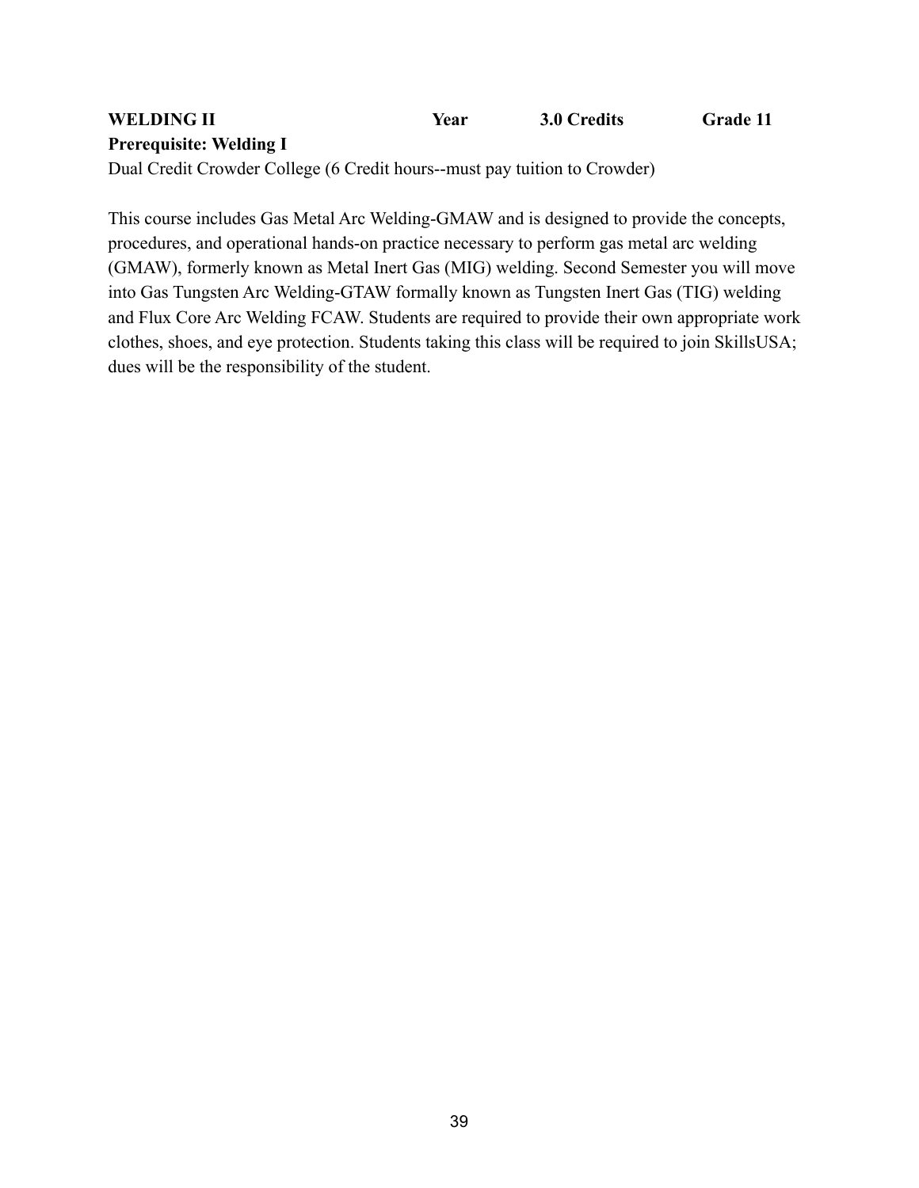**WELDING II** **Year** **3.0 Credits** **Grade 11**

**Prerequisite: Welding I**

Dual Credit Crowder College (6 Credit hours--must pay tuition to Crowder)

This course includes Gas Metal Arc Welding-GMAW and is designed to provide the concepts, procedures, and operational hands-on practice necessary to perform gas metal arc welding (GMAW), formerly known as Metal Inert Gas (MIG) welding. Second Semester you will move into Gas Tungsten Arc Welding-GTAW formally known as Tungsten Inert Gas (TIG) welding and Flux Core Arc Welding FCAW. Students are required to provide their own appropriate work clothes, shoes, and eye protection. Students taking this class will be required to join SkillsUSA; dues will be the responsibility of the student.